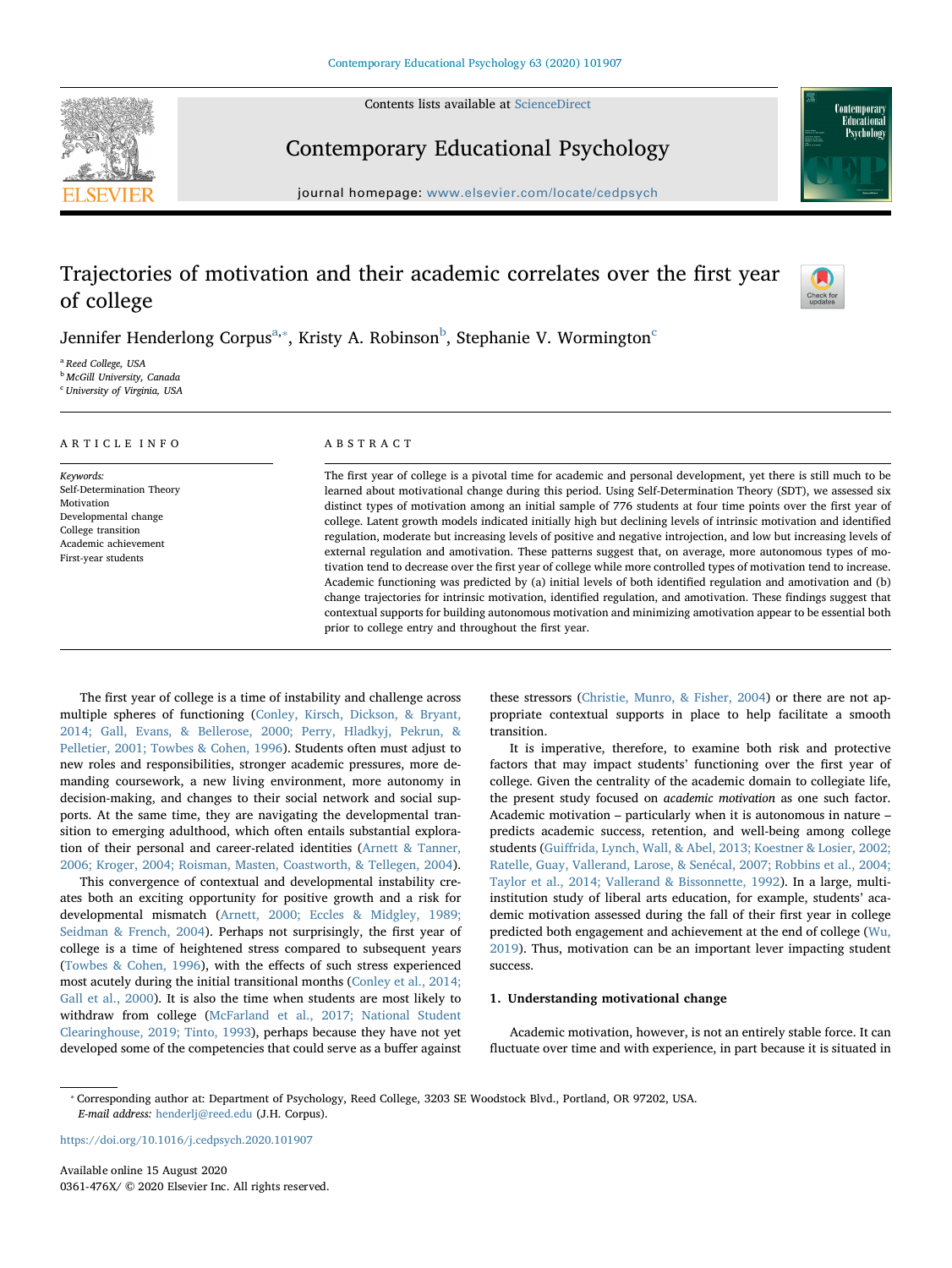# Trajectories of motivation and their academic correlates over the first year of college

Jennifer Henderlong Corpus[a,*], Kristy A. Robinson[b], Stephanie V. Wormington[c]

[a] Reed College, USA
[b] McGill University, Canada
[c] University of Virginia, USA

## ARTICLE INFO

*Keywords:*
Self-Determination Theory
Motivation
Developmental change
College transition
Academic achievement
First-year students

## ABSTRACT

The first year of college is a pivotal time for academic and personal development, yet there is still much to be learned about motivational change during this period. Using Self-Determination Theory (SDT), we assessed six distinct types of motivation among an initial sample of 776 students at four time points over the first year of college. Latent growth models indicated initially high but declining levels of intrinsic motivation and identified regulation, moderate but increasing levels of positive and negative introjection, and low but increasing levels of external regulation and amotivation. These patterns suggest that, on average, more autonomous types of motivation tend to decrease over the first year of college while more controlled types of motivation tend to increase. Academic functioning was predicted by (a) initial levels of both identified regulation and amotivation and (b) change trajectories for intrinsic motivation, identified regulation, and amotivation. These findings suggest that contextual supports for building autonomous motivation and minimizing amotivation appear to be essential both prior to college entry and throughout the first year.

The first year of college is a time of instability and challenge across multiple spheres of functioning (Conley, Kirsch, Dickson, & Bryant, 2014; Gall, Evans, & Bellerose, 2000; Perry, Hladkyj, Pekrun, & Pelletier, 2001; Towbes & Cohen, 1996). Students often must adjust to new roles and responsibilities, stronger academic pressures, more demanding coursework, a new living environment, more autonomy in decision-making, and changes to their social network and social supports. At the same time, they are navigating the developmental transition to emerging adulthood, which often entails substantial exploration of their personal and career-related identities (Arnett & Tanner, 2006; Kroger, 2004; Roisman, Masten, Coastworth, & Tellegen, 2004).

This convergence of contextual and developmental instability creates both an exciting opportunity for positive growth and a risk for developmental mismatch (Arnett, 2000; Eccles & Midgley, 1989; Seidman & French, 2004). Perhaps not surprisingly, the first year of college is a time of heightened stress compared to subsequent years (Towbes & Cohen, 1996), with the effects of such stress experienced most acutely during the initial transitional months (Conley et al., 2014; Gall et al., 2000). It is also the time when students are most likely to withdraw from college (McFarland et al., 2017; National Student Clearinghouse, 2019; Tinto, 1993), perhaps because they have not yet developed some of the competencies that could serve as a buffer against these stressors (Christie, Munro, & Fisher, 2004) or there are not appropriate contextual supports in place to help facilitate a smooth transition.

It is imperative, therefore, to examine both risk and protective factors that may impact students' functioning over the first year of college. Given the centrality of the academic domain to collegiate life, the present study focused on *academic motivation* as one such factor. Academic motivation – particularly when it is autonomous in nature – predicts academic success, retention, and well-being among college students (Guiffrida, Lynch, Wall, & Abel, 2013; Koestner & Losier, 2002; Ratelle, Guay, Vallerand, Larose, & Senécal, 2007; Robbins et al., 2004; Taylor et al., 2014; Vallerand & Bissonnette, 1992). In a large, multi-institution study of liberal arts education, for example, students' academic motivation assessed during the fall of their first year in college predicted both engagement and achievement at the end of college (Wu, 2019). Thus, motivation can be an important lever impacting student success.

## 1. Understanding motivational change

Academic motivation, however, is not an entirely stable force. It can fluctuate over time and with experience, in part because it is situated in

* Corresponding author at: Department of Psychology, Reed College, 3203 SE Woodstock Blvd., Portland, OR 97202, USA.
*E-mail address:* henderlj@reed.edu (J.H. Corpus).

https://doi.org/10.1016/j.cedpsych.2020.101907

Available online 15 August 2020
0361-476X/ © 2020 Elsevier Inc. All rights reserved.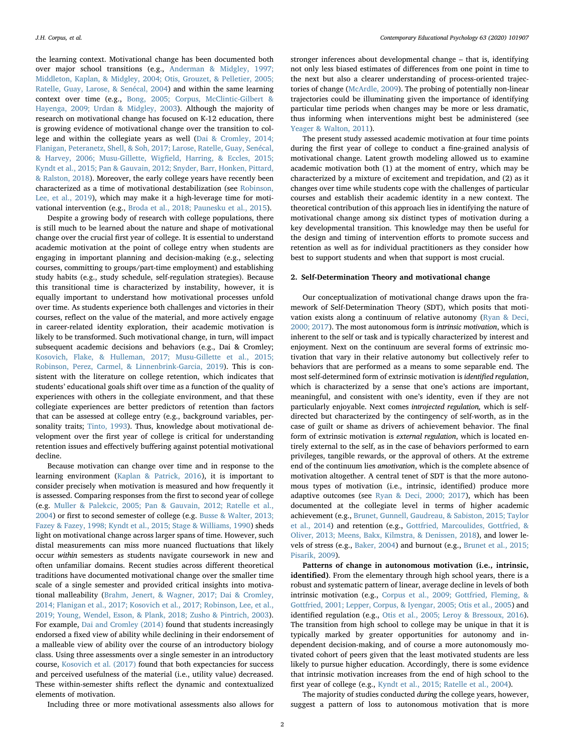the learning context. Motivational change has been documented both over major school transitions (e.g., Anderman & Midgley, 1997; Middleton, Kaplan, & Midgley, 2004; Otis, Grouzet, & Pelletier, 2005; Ratelle, Guay, Larose, & Senécal, 2004) and within the same learning context over time (e.g., Bong, 2005; Corpus, McClintic-Gilbert & Hayenga, 2009; Urdan & Midgley, 2003). Although the majority of research on motivational change has focused on K-12 education, there is growing evidence of motivational change over the transition to college and within the collegiate years as well (Dai & Cromley, 2014; Flanigan, Peteranetz, Shell, & Soh, 2017; Larose, Ratelle, Guay, Senécal, & Harvey, 2006; Musu-Gillette, Wigfield, Harring, & Eccles, 2015; Kyndt et al., 2015; Pan & Gauvain, 2012; Snyder, Barr, Honken, Pittard, & Ralston, 2018). Moreover, the early college years have recently been characterized as a time of motivational destabilization (see Robinson, Lee, et al., 2019), which may make it a high-leverage time for motivational intervention (e.g., Broda et al., 2018; Paunesku et al., 2015).

Despite a growing body of research with college populations, there is still much to be learned about the nature and shape of motivational change over the crucial first year of college. It is essential to understand academic motivation at the point of college entry when students are engaging in important planning and decision-making (e.g., selecting courses, committing to groups/part-time employment) and establishing study habits (e.g., study schedule, self-regulation strategies). Because this transitional time is characterized by instability, however, it is equally important to understand how motivational processes unfold over time. As students experience both challenges and victories in their courses, reflect on the value of the material, and more actively engage in career-related identity exploration, their academic motivation is likely to be transformed. Such motivational change, in turn, will impact subsequent academic decisions and behaviors (e.g., Dai & Cromley; Kosovich, Flake, & Hulleman, 2017; Musu-Gillette et al., 2015; Robinson, Perez, Carmel, & Linnenbrink-Garcia, 2019). This is consistent with the literature on college retention, which indicates that students' educational goals shift over time as a function of the quality of experiences with others in the collegiate environment, and that these collegiate experiences are better predictors of retention than factors that can be assessed at college entry (e.g., background variables, personality traits; Tinto, 1993). Thus, knowledge about motivational development over the first year of college is critical for understanding retention issues and effectively buffering against potential motivational decline.

Because motivation can change over time and in response to the learning environment (Kaplan & Patrick, 2016), it is important to consider precisely when motivation is measured and how frequently it is assessed. Comparing responses from the first to second year of college (e.g. Muller & Palekcic, 2005; Pan & Gauvain, 2012; Ratelle et al., 2004) or first to second semester of college (e.g. Busse & Walter, 2013; Fazey & Fazey, 1998; Kyndt et al., 2015; Stage & Williams, 1990) sheds light on motivational change across larger spans of time. However, such distal measurements can miss more nuanced fluctuations that likely occur *within* semesters as students navigate coursework in new and often unfamiliar domains. Recent studies across different theoretical traditions have documented motivational change over the smaller time scale of a single semester and provided critical insights into motivational malleability (Brahm, Jenert, & Wagner, 2017; Dai & Cromley, 2014; Flanigan et al., 2017; Kosovich et al., 2017; Robinson, Lee, et al., 2019; Young, Wendel, Esson, & Plank, 2018; Zusho & Pintrich, 2003). For example, Dai and Cromley (2014) found that students increasingly endorsed a fixed view of ability while declining in their endorsement of a malleable view of ability over the course of an introductory biology class. Using three assessments over a single semester in an introductory course, Kosovich et al. (2017) found that both expectancies for success and perceived usefulness of the material (i.e., utility value) decreased. These within-semester shifts reflect the dynamic and contextualized elements of motivation.

Including three or more motivational assessments also allows for stronger inferences about developmental change – that is, identifying not only less biased estimates of differences from one point in time to the next but also a clearer understanding of process-oriented trajectories of change (McArdle, 2009). The probing of potentially non-linear trajectories could be illuminating given the importance of identifying particular time periods when changes may be more or less dramatic, thus informing when interventions might best be administered (see Yeager & Walton, 2011).

The present study assessed academic motivation at four time points during the first year of college to conduct a fine-grained analysis of motivational change. Latent growth modeling allowed us to examine academic motivation both (1) at the moment of entry, which may be characterized by a mixture of excitement and trepidation, and (2) as it changes over time while students cope with the challenges of particular courses and establish their academic identity in a new context. The theoretical contribution of this approach lies in identifying the nature of motivational change among six distinct types of motivation during a key developmental transition. This knowledge may then be useful for the design and timing of intervention efforts to promote success and retention as well as for individual practitioners as they consider how best to support students and when that support is most crucial.

## 2. Self-Determination Theory and motivational change

Our conceptualization of motivational change draws upon the framework of Self-Determination Theory (SDT), which posits that motivation exists along a continuum of relative autonomy (Ryan & Deci, 2000; 2017). The most autonomous form is *intrinsic motivation*, which is inherent to the self or task and is typically characterized by interest and enjoyment. Next on the continuum are several forms of extrinsic motivation that vary in their relative autonomy but collectively refer to behaviors that are performed as a means to some separable end. The most self-determined form of extrinsic motivation is *identified regulation*, which is characterized by a sense that one's actions are important, meaningful, and consistent with one's identity, even if they are not particularly enjoyable. Next comes *introjected regulation,* which is self-directed but characterized by the contingency of self-worth, as in the case of guilt or shame as drivers of achievement behavior. The final form of extrinsic motivation is *external regulation*, which is located entirely external to the self, as in the case of behaviors performed to earn privileges, tangible rewards, or the approval of others. At the extreme end of the continuum lies *amotivation*, which is the complete absence of motivation altogether. A central tenet of SDT is that the more autonomous types of motivation (i.e., intrinsic, identified) produce more adaptive outcomes (see Ryan & Deci, 2000; 2017), which has been documented at the collegiate level in terms of higher academic achievement (e.g., Brunet, Gunnell, Gaudreau, & Sabiston, 2015; Taylor et al., 2014) and retention (e.g., Gottfried, Marcoulides, Gottfried, & Oliver, 2013; Meens, Bakx, Klimstra, & Denissen, 2018), and lower levels of stress (e.g., Baker, 2004) and burnout (e.g., Brunet et al., 2015; Pisarik, 2009).

**Patterns of change in autonomous motivation (i.e., intrinsic, identified)**. From the elementary through high school years, there is a robust and systematic pattern of linear, average decline in levels of both intrinsic motivation (e.g., Corpus et al., 2009; Gottfried, Fleming, & Gottfried, 2001; Lepper, Corpus, & Iyengar, 2005; Otis et al., 2005) and identified regulation (e.g., Otis et al., 2005; Leroy & Bressoux, 2016). The transition from high school to college may be unique in that it is typically marked by greater opportunities for autonomy and independent decision-making, and of course a more autonomously motivated cohort of peers given that the least motivated students are less likely to pursue higher education. Accordingly, there is some evidence that intrinsic motivation increases from the end of high school to the first year of college (e.g., Kyndt et al., 2015; Ratelle et al., 2004).

The majority of studies conducted *during* the college years, however, suggest a pattern of loss to autonomous motivation that is more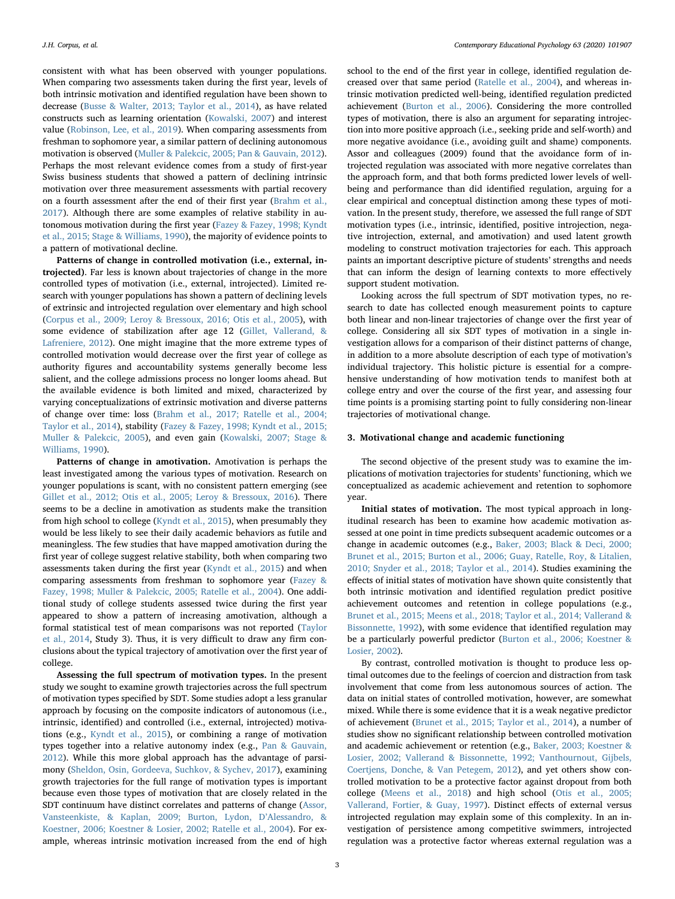consistent with what has been observed with younger populations. When comparing two assessments taken during the first year, levels of both intrinsic motivation and identified regulation have been shown to decrease (Busse & Walter, 2013; Taylor et al., 2014), as have related constructs such as learning orientation (Kowalski, 2007) and interest value (Robinson, Lee, et al., 2019). When comparing assessments from freshman to sophomore year, a similar pattern of declining autonomous motivation is observed (Muller & Palekcic, 2005; Pan & Gauvain, 2012). Perhaps the most relevant evidence comes from a study of first-year Swiss business students that showed a pattern of declining intrinsic motivation over three measurement assessments with partial recovery on a fourth assessment after the end of their first year (Brahm et al., 2017). Although there are some examples of relative stability in autonomous motivation during the first year (Fazey & Fazey, 1998; Kyndt et al., 2015; Stage & Williams, 1990), the majority of evidence points to a pattern of motivational decline.

**Patterns of change in controlled motivation (i.e., external, introjected).** Far less is known about trajectories of change in the more controlled types of motivation (i.e., external, introjected). Limited research with younger populations has shown a pattern of declining levels of extrinsic and introjected regulation over elementary and high school (Corpus et al., 2009; Leroy & Bressoux, 2016; Otis et al., 2005), with some evidence of stabilization after age 12 (Gillet, Vallerand, & Lafreniere, 2012). One might imagine that the more extreme types of controlled motivation would decrease over the first year of college as authority figures and accountability systems generally become less salient, and the college admissions process no longer looms ahead. But the available evidence is both limited and mixed, characterized by varying conceptualizations of extrinsic motivation and diverse patterns of change over time: loss (Brahm et al., 2017; Ratelle et al., 2004; Taylor et al., 2014), stability (Fazey & Fazey, 1998; Kyndt et al., 2015; Muller & Palekcic, 2005), and even gain (Kowalski, 2007; Stage & Williams, 1990).

**Patterns of change in amotivation.** Amotivation is perhaps the least investigated among the various types of motivation. Research on younger populations is scant, with no consistent pattern emerging (see Gillet et al., 2012; Otis et al., 2005; Leroy & Bressoux, 2016). There seems to be a decline in amotivation as students make the transition from high school to college (Kyndt et al., 2015), when presumably they would be less likely to see their daily academic behaviors as futile and meaningless. The few studies that have mapped amotivation during the first year of college suggest relative stability, both when comparing two assessments taken during the first year (Kyndt et al., 2015) and when comparing assessments from freshman to sophomore year (Fazey & Fazey, 1998; Muller & Palekcic, 2005; Ratelle et al., 2004). One additional study of college students assessed twice during the first year appeared to show a pattern of increasing amotivation, although a formal statistical test of mean comparisons was not reported (Taylor et al., 2014, Study 3). Thus, it is very difficult to draw any firm conclusions about the typical trajectory of amotivation over the first year of college.

**Assessing the full spectrum of motivation types.** In the present study we sought to examine growth trajectories across the full spectrum of motivation types specified by SDT. Some studies adopt a less granular approach by focusing on the composite indicators of autonomous (i.e., intrinsic, identified) and controlled (i.e., external, introjected) motivations (e.g., Kyndt et al., 2015), or combining a range of motivation types together into a relative autonomy index (e.g., Pan & Gauvain, 2012). While this more global approach has the advantage of parsimony (Sheldon, Osin, Gordeeva, Suchkov, & Sychev, 2017), examining growth trajectories for the full range of motivation types is important because even those types of motivation that are closely related in the SDT continuum have distinct correlates and patterns of change (Assor, Vansteenkiste, & Kaplan, 2009; Burton, Lydon, D'Alessandro, & Koestner, 2006; Koestner & Losier, 2002; Ratelle et al., 2004). For example, whereas intrinsic motivation increased from the end of high school to the end of the first year in college, identified regulation decreased over that same period (Ratelle et al., 2004), and whereas intrinsic motivation predicted well-being, identified regulation predicted achievement (Burton et al., 2006). Considering the more controlled types of motivation, there is also an argument for separating introjection into more positive approach (i.e., seeking pride and self-worth) and more negative avoidance (i.e., avoiding guilt and shame) components. Assor and colleagues (2009) found that the avoidance form of introjected regulation was associated with more negative correlates than the approach form, and that both forms predicted lower levels of well-being and performance than did identified regulation, arguing for a clear empirical and conceptual distinction among these types of motivation. In the present study, therefore, we assessed the full range of SDT motivation types (i.e., intrinsic, identified, positive introjection, negative introjection, external, and amotivation) and used latent growth modeling to construct motivation trajectories for each. This approach paints an important descriptive picture of students' strengths and needs that can inform the design of learning contexts to more effectively support student motivation.

Looking across the full spectrum of SDT motivation types, no research to date has collected enough measurement points to capture both linear and non-linear trajectories of change over the first year of college. Considering all six SDT types of motivation in a single investigation allows for a comparison of their distinct patterns of change, in addition to a more absolute description of each type of motivation's individual trajectory. This holistic picture is essential for a comprehensive understanding of how motivation tends to manifest both at college entry and over the course of the first year, and assessing four time points is a promising starting point to fully considering non-linear trajectories of motivational change.

## 3. Motivational change and academic functioning

The second objective of the present study was to examine the implications of motivation trajectories for students' functioning, which we conceptualized as academic achievement and retention to sophomore year.

**Initial states of motivation.** The most typical approach in longitudinal research has been to examine how academic motivation assessed at one point in time predicts subsequent academic outcomes or a change in academic outcomes (e.g., Baker, 2003; Black & Deci, 2000; Brunet et al., 2015; Burton et al., 2006; Guay, Ratelle, Roy, & Litalien, 2010; Snyder et al., 2018; Taylor et al., 2014). Studies examining the effects of initial states of motivation have shown quite consistently that both intrinsic motivation and identified regulation predict positive achievement outcomes and retention in college populations (e.g., Brunet et al., 2015; Meens et al., 2018; Taylor et al., 2014; Vallerand & Bissonnette, 1992), with some evidence that identified regulation may be a particularly powerful predictor (Burton et al., 2006; Koestner & Losier, 2002).

By contrast, controlled motivation is thought to produce less optimal outcomes due to the feelings of coercion and distraction from task involvement that come from less autonomous sources of action. The data on initial states of controlled motivation, however, are somewhat mixed. While there is some evidence that it is a weak negative predictor of achievement (Brunet et al., 2015; Taylor et al., 2014), a number of studies show no significant relationship between controlled motivation and academic achievement or retention (e.g., Baker, 2003; Koestner & Losier, 2002; Vallerand & Bissonnette, 1992; Vanthournout, Gijbels, Coertjens, Donche, & Van Petegem, 2012), and yet others show controlled motivation to be a protective factor against dropout from both college (Meens et al., 2018) and high school (Otis et al., 2005; Vallerand, Fortier, & Guay, 1997). Distinct effects of external versus introjected regulation may explain some of this complexity. In an investigation of persistence among competitive swimmers, introjected regulation was a protective factor whereas external regulation was a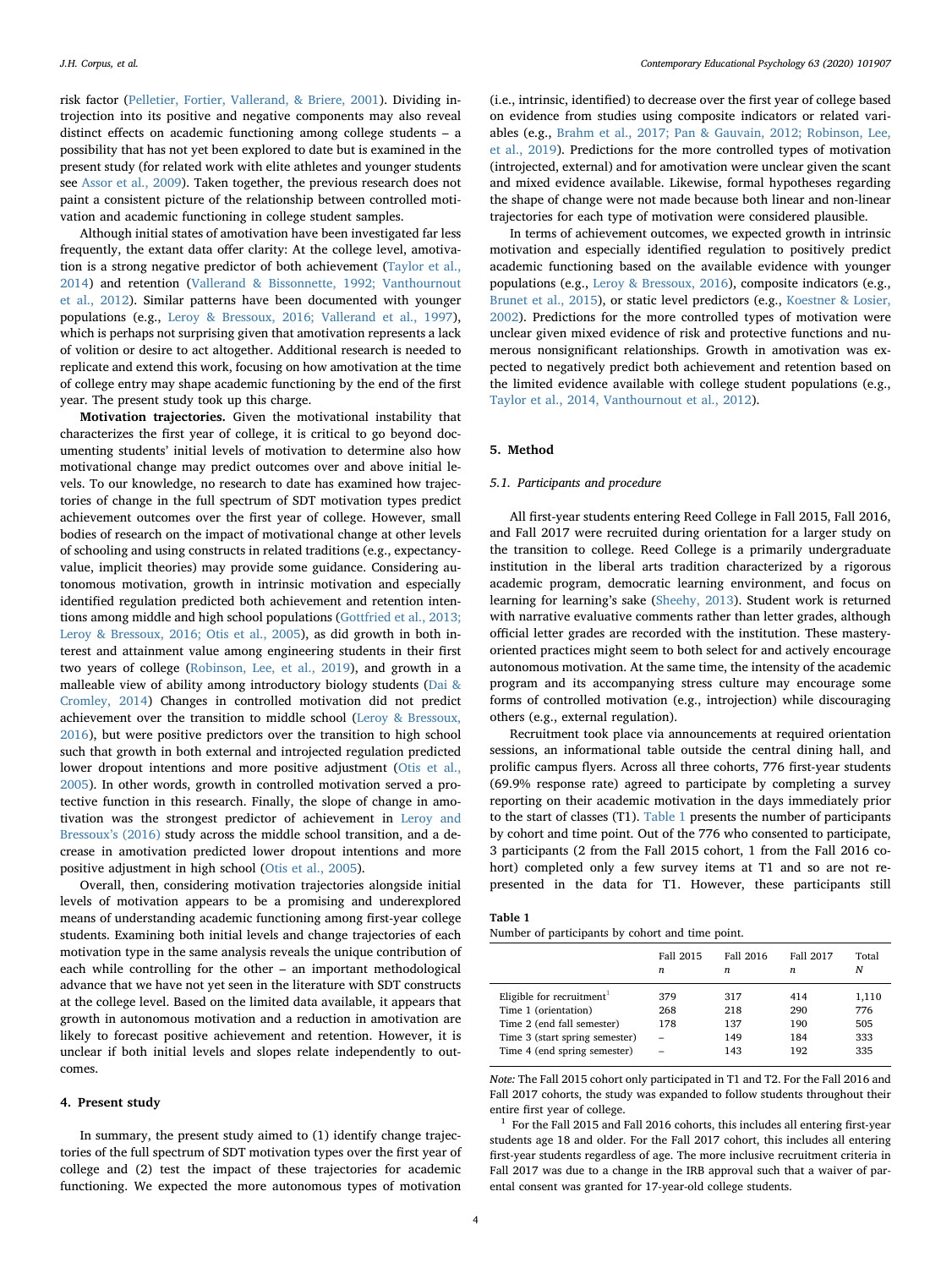risk factor (Pelletier, Fortier, Vallerand, & Briere, 2001). Dividing introjection into its positive and negative components may also reveal distinct effects on academic functioning among college students – a possibility that has not yet been explored to date but is examined in the present study (for related work with elite athletes and younger students see Assor et al., 2009). Taken together, the previous research does not paint a consistent picture of the relationship between controlled motivation and academic functioning in college student samples.

Although initial states of amotivation have been investigated far less frequently, the extant data offer clarity: At the college level, amotivation is a strong negative predictor of both achievement (Taylor et al., 2014) and retention (Vallerand & Bissonnette, 1992; Vanthournout et al., 2012). Similar patterns have been documented with younger populations (e.g., Leroy & Bressoux, 2016; Vallerand et al., 1997), which is perhaps not surprising given that amotivation represents a lack of volition or desire to act altogether. Additional research is needed to replicate and extend this work, focusing on how amotivation at the time of college entry may shape academic functioning by the end of the first year. The present study took up this charge.

**Motivation trajectories.** Given the motivational instability that characterizes the first year of college, it is critical to go beyond documenting students' initial levels of motivation to determine also how motivational change may predict outcomes over and above initial levels. To our knowledge, no research to date has examined how trajectories of change in the full spectrum of SDT motivation types predict achievement outcomes over the first year of college. However, small bodies of research on the impact of motivational change at other levels of schooling and using constructs in related traditions (e.g., expectancy-value, implicit theories) may provide some guidance. Considering autonomous motivation, growth in intrinsic motivation and especially identified regulation predicted both achievement and retention intentions among middle and high school populations (Gottfried et al., 2013; Leroy & Bressoux, 2016; Otis et al., 2005), as did growth in both interest and attainment value among engineering students in their first two years of college (Robinson, Lee, et al., 2019), and growth in a malleable view of ability among introductory biology students (Dai & Cromley, 2014) Changes in controlled motivation did not predict achievement over the transition to middle school (Leroy & Bressoux, 2016), but were positive predictors over the transition to high school such that growth in both external and introjected regulation predicted lower dropout intentions and more positive adjustment (Otis et al., 2005). In other words, growth in controlled motivation served a protective function in this research. Finally, the slope of change in amotivation was the strongest predictor of achievement in Leroy and Bressoux's (2016) study across the middle school transition, and a decrease in amotivation predicted lower dropout intentions and more positive adjustment in high school (Otis et al., 2005).

Overall, then, considering motivation trajectories alongside initial levels of motivation appears to be a promising and underexplored means of understanding academic functioning among first-year college students. Examining both initial levels and change trajectories of each motivation type in the same analysis reveals the unique contribution of each while controlling for the other – an important methodological advance that we have not yet seen in the literature with SDT constructs at the college level. Based on the limited data available, it appears that growth in autonomous motivation and a reduction in amotivation are likely to forecast positive achievement and retention. However, it is unclear if both initial levels and slopes relate independently to outcomes.

## 4. Present study

In summary, the present study aimed to (1) identify change trajectories of the full spectrum of SDT motivation types over the first year of college and (2) test the impact of these trajectories for academic functioning. We expected the more autonomous types of motivation (i.e., intrinsic, identified) to decrease over the first year of college based on evidence from studies using composite indicators or related variables (e.g., Brahm et al., 2017; Pan & Gauvain, 2012; Robinson, Lee, et al., 2019). Predictions for the more controlled types of motivation (introjected, external) and for amotivation were unclear given the scant and mixed evidence available. Likewise, formal hypotheses regarding the shape of change were not made because both linear and non-linear trajectories for each type of motivation were considered plausible.

In terms of achievement outcomes, we expected growth in intrinsic motivation and especially identified regulation to positively predict academic functioning based on the available evidence with younger populations (e.g., Leroy & Bressoux, 2016), composite indicators (e.g., Brunet et al., 2015), or static level predictors (e.g., Koestner & Losier, 2002). Predictions for the more controlled types of motivation were unclear given mixed evidence of risk and protective functions and numerous nonsignificant relationships. Growth in amotivation was expected to negatively predict both achievement and retention based on the limited evidence available with college student populations (e.g., Taylor et al., 2014, Vanthournout et al., 2012).

## 5. Method

### 5.1. Participants and procedure

All first-year students entering Reed College in Fall 2015, Fall 2016, and Fall 2017 were recruited during orientation for a larger study on the transition to college. Reed College is a primarily undergraduate institution in the liberal arts tradition characterized by a rigorous academic program, democratic learning environment, and focus on learning for learning's sake (Sheehy, 2013). Student work is returned with narrative evaluative comments rather than letter grades, although official letter grades are recorded with the institution. These mastery-oriented practices might seem to both select for and actively encourage autonomous motivation. At the same time, the intensity of the academic program and its accompanying stress culture may encourage some forms of controlled motivation (e.g., introjection) while discouraging others (e.g., external regulation).

Recruitment took place via announcements at required orientation sessions, an informational table outside the central dining hall, and prolific campus flyers. Across all three cohorts, 776 first-year students (69.9% response rate) agreed to participate by completing a survey reporting on their academic motivation in the days immediately prior to the start of classes (T1). Table 1 presents the number of participants by cohort and time point. Out of the 776 who consented to participate, 3 participants (2 from the Fall 2015 cohort, 1 from the Fall 2016 cohort) completed only a few survey items at T1 and so are not represented in the data for T1. However, these participants still

**Table 1**
Number of participants by cohort and time point.

| | Fall 2015 *n* | Fall 2016 *n* | Fall 2017 *n* | Total *N* |
|---|---|---|---|---|
| Eligible for recruitment[1] | 379 | 317 | 414 | 1,110 |
| Time 1 (orientation) | 268 | 218 | 290 | 776 |
| Time 2 (end fall semester) | 178 | 137 | 190 | 505 |
| Time 3 (start spring semester) | – | 149 | 184 | 333 |
| Time 4 (end spring semester) | – | 143 | 192 | 335 |

*Note:* The Fall 2015 cohort only participated in T1 and T2. For the Fall 2016 and Fall 2017 cohorts, the study was expanded to follow students throughout their entire first year of college.

[1] For the Fall 2015 and Fall 2016 cohorts, this includes all entering first-year students age 18 and older. For the Fall 2017 cohort, this includes all entering first-year students regardless of age. The more inclusive recruitment criteria in Fall 2017 was due to a change in the IRB approval such that a waiver of parental consent was granted for 17-year-old college students.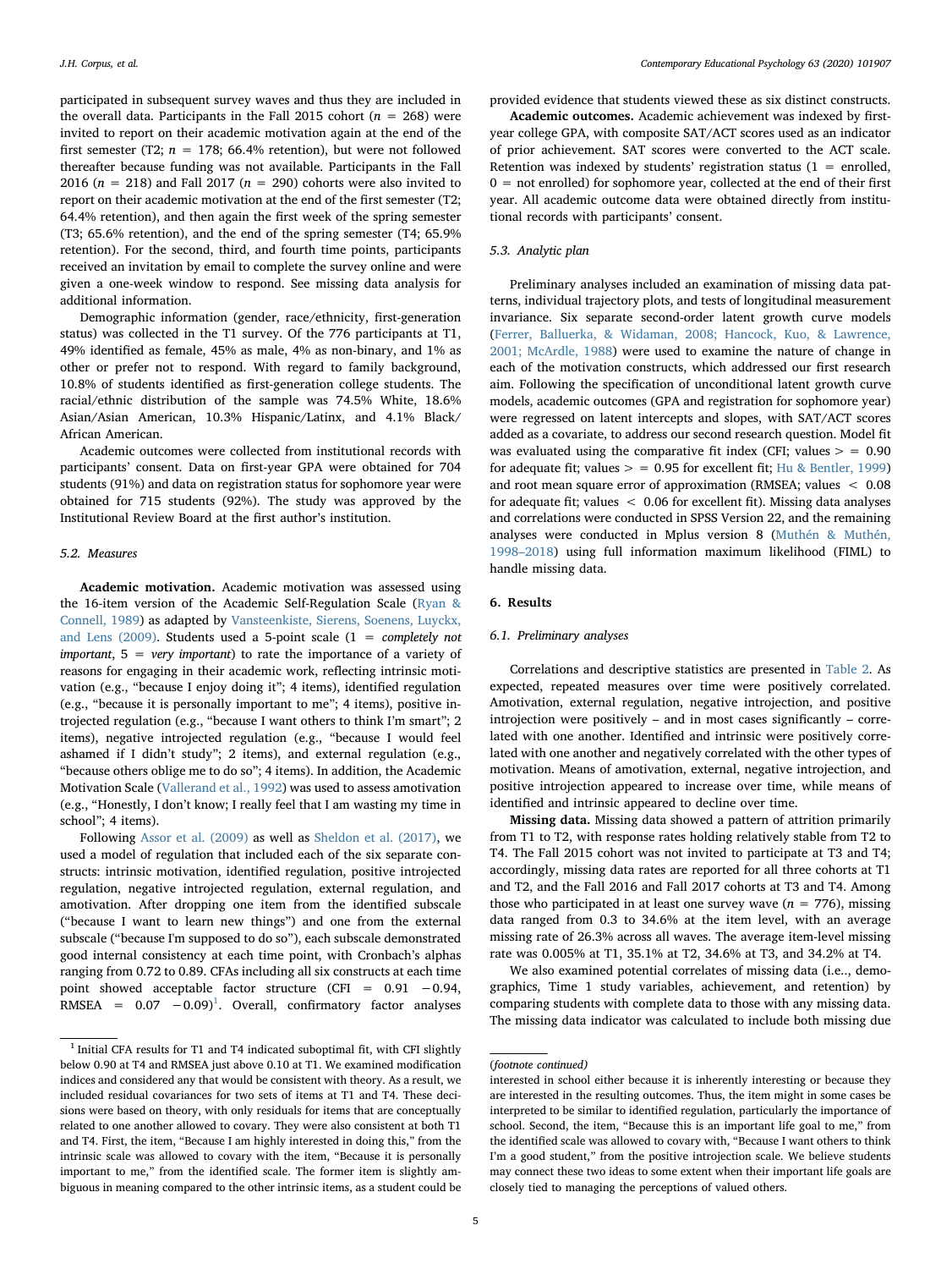participated in subsequent survey waves and thus they are included in the overall data. Participants in the Fall 2015 cohort ($n$ = 268) were invited to report on their academic motivation again at the end of the first semester (T2; $n$ = 178; 66.4% retention), but were not followed thereafter because funding was not available. Participants in the Fall 2016 ($n$ = 218) and Fall 2017 ($n$ = 290) cohorts were also invited to report on their academic motivation at the end of the first semester (T2; 64.4% retention), and then again the first week of the spring semester (T3; 65.6% retention), and the end of the spring semester (T4; 65.9% retention). For the second, third, and fourth time points, participants received an invitation by email to complete the survey online and were given a one-week window to respond. See missing data analysis for additional information.

Demographic information (gender, race/ethnicity, first-generation status) was collected in the T1 survey. Of the 776 participants at T1, 49% identified as female, 45% as male, 4% as non-binary, and 1% as other or prefer not to respond. With regard to family background, 10.8% of students identified as first-generation college students. The racial/ethnic distribution of the sample was 74.5% White, 18.6% Asian/Asian American, 10.3% Hispanic/Latinx, and 4.1% Black/African American.

Academic outcomes were collected from institutional records with participants' consent. Data on first-year GPA were obtained for 704 students (91%) and data on registration status for sophomore year were obtained for 715 students (92%). The study was approved by the Institutional Review Board at the first author's institution.

### 5.2. Measures

**Academic motivation.** Academic motivation was assessed using the 16-item version of the Academic Self-Regulation Scale (Ryan & Connell, 1989) as adapted by Vansteenkiste, Sierens, Soenens, Luyckx, and Lens (2009). Students used a 5-point scale (1 = *completely not important*, 5 = *very important*) to rate the importance of a variety of reasons for engaging in their academic work, reflecting intrinsic motivation (e.g., "because I enjoy doing it"; 4 items), identified regulation (e.g., "because it is personally important to me"; 4 items), positive introjected regulation (e.g., "because I want others to think I'm smart"; 2 items), negative introjected regulation (e.g., "because I would feel ashamed if I didn't study"; 2 items), and external regulation (e.g., "because others oblige me to do so"; 4 items). In addition, the Academic Motivation Scale (Vallerand et al., 1992) was used to assess amotivation (e.g., "Honestly, I don't know; I really feel that I am wasting my time in school"; 4 items).

Following Assor et al. (2009) as well as Sheldon et al. (2017), we used a model of regulation that included each of the six separate constructs: intrinsic motivation, identified regulation, positive introjected regulation, negative introjected regulation, external regulation, and amotivation. After dropping one item from the identified subscale ("because I want to learn new things") and one from the external subscale ("because I'm supposed to do so"), each subscale demonstrated good internal consistency at each time point, with Cronbach's alphas ranging from 0.72 to 0.89. CFAs including all six constructs at each time point showed acceptable factor structure (CFI = 0.91 −0.94, RMSEA = 0.07 −0.09)[1]. Overall, confirmatory factor analyses provided evidence that students viewed these as six distinct constructs.

**Academic outcomes.** Academic achievement was indexed by first-year college GPA, with composite SAT/ACT scores used as an indicator of prior achievement. SAT scores were converted to the ACT scale. Retention was indexed by students' registration status (1 = enrolled, 0 = not enrolled) for sophomore year, collected at the end of their first year. All academic outcome data were obtained directly from institutional records with participants' consent.

### 5.3. Analytic plan

Preliminary analyses included an examination of missing data patterns, individual trajectory plots, and tests of longitudinal measurement invariance. Six separate second-order latent growth curve models (Ferrer, Balluerka, & Widaman, 2008; Hancock, Kuo, & Lawrence, 2001; McArdle, 1988) were used to examine the nature of change in each of the motivation constructs, which addressed our first research aim. Following the specification of unconditional latent growth curve models, academic outcomes (GPA and registration for sophomore year) were regressed on latent intercepts and slopes, with SAT/ACT scores added as a covariate, to address our second research question. Model fit was evaluated using the comparative fit index (CFI; values > = 0.90 for adequate fit; values > = 0.95 for excellent fit; Hu & Bentler, 1999) and root mean square error of approximation (RMSEA; values < 0.08 for adequate fit; values < 0.06 for excellent fit). Missing data analyses and correlations were conducted in SPSS Version 22, and the remaining analyses were conducted in Mplus version 8 (Muthén & Muthén, 1998–2018) using full information maximum likelihood (FIML) to handle missing data.

## 6. Results

### 6.1. Preliminary analyses

Correlations and descriptive statistics are presented in Table 2. As expected, repeated measures over time were positively correlated. Amotivation, external regulation, negative introjection, and positive introjection were positively – and in most cases significantly – correlated with one another. Identified and intrinsic were positively correlated with one another and negatively correlated with the other types of motivation. Means of amotivation, external, negative introjection, and positive introjection appeared to increase over time, while means of identified and intrinsic appeared to decline over time.

**Missing data.** Missing data showed a pattern of attrition primarily from T1 to T2, with response rates holding relatively stable from T2 to T4. The Fall 2015 cohort was not invited to participate at T3 and T4; accordingly, missing data rates are reported for all three cohorts at T1 and T2, and the Fall 2016 and Fall 2017 cohorts at T3 and T4. Among those who participated in at least one survey wave ($n$ = 776), missing data ranged from 0.3 to 34.6% at the item level, with an average missing rate of 26.3% across all waves. The average item-level missing rate was 0.005% at T1, 35.1% at T2, 34.6% at T3, and 34.2% at T4.

We also examined potential correlates of missing data (i.e.., demographics, Time 1 study variables, achievement, and retention) by comparing students with complete data to those with any missing data. The missing data indicator was calculated to include both missing due

---

[1] Initial CFA results for T1 and T4 indicated suboptimal fit, with CFI slightly below 0.90 at T4 and RMSEA just above 0.10 at T1. We examined modification indices and considered any that would be consistent with theory. As a result, we included residual covariances for two sets of items at T1 and T4. These decisions were based on theory, with only residuals for items that are conceptually related to one another allowed to covary. They were also consistent at both T1 and T4. First, the item, "Because I am highly interested in doing this," from the intrinsic scale was allowed to covary with the item, "Because it is personally important to me," from the identified scale. The former item is slightly ambiguous in meaning compared to the other intrinsic items, as a student could be interested in school either because it is inherently interesting or because they are interested in the resulting outcomes. Thus, the item might in some cases be interpreted to be similar to identified regulation, particularly the importance of school. Second, the item, "Because this is an important life goal to me," from the identified scale was allowed to covary with, "Because I want others to think I'm a good student," from the positive introjection scale. We believe students may connect these two ideas to some extent when their important life goals are closely tied to managing the perceptions of valued others.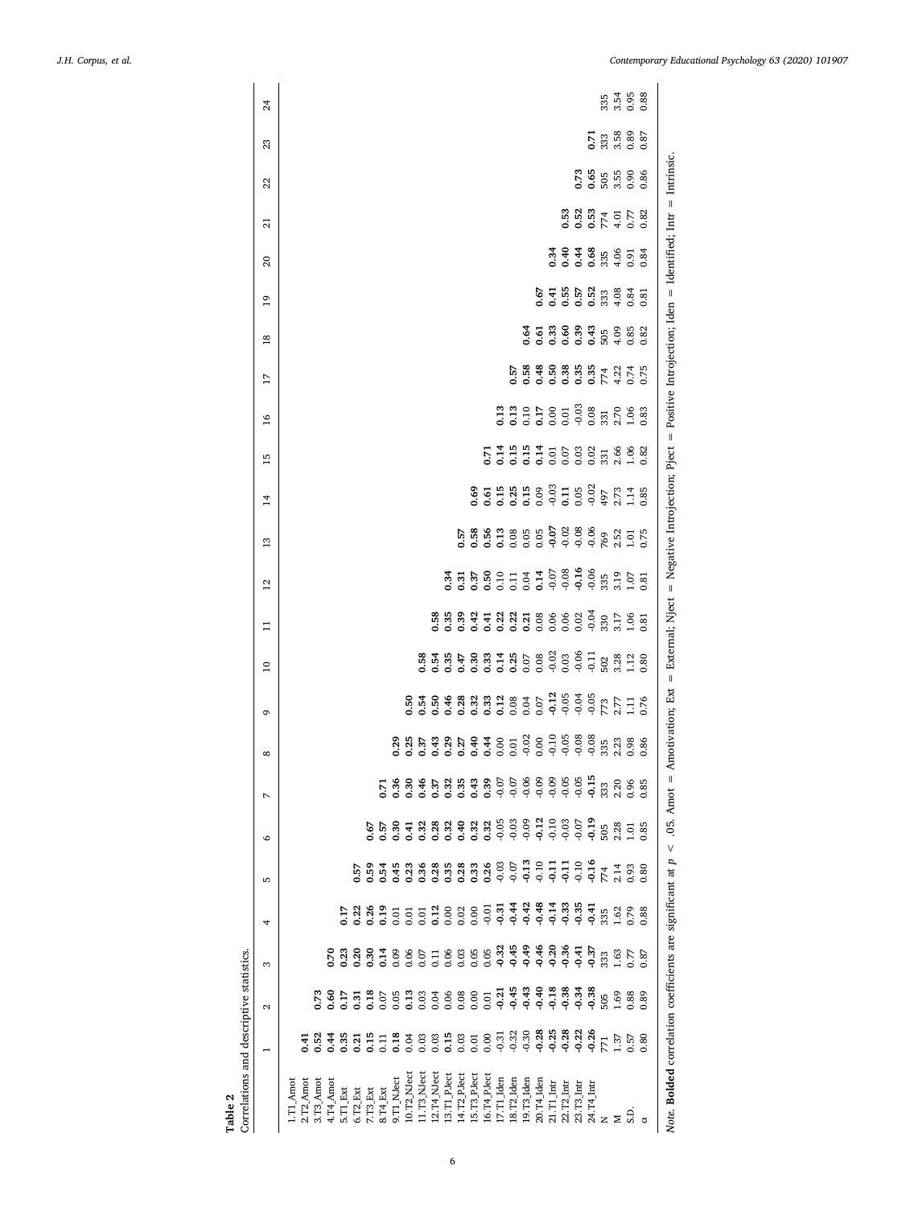**Table 2**
Correlations and descriptive statistics.

| | 1 | 2 | 3 | 4 | 5 | 6 | 7 | 8 | 9 | 10 | 11 | 12 | 13 | 14 | 15 | 16 | 17 | 18 | 19 | 20 | 21 | 22 | 23 | 24 |
|---|---|---|---|---|---|---|---|---|---|---|---|---|---|---|---|---|---|---|---|---|---|---|---|---|
| 1.T1_Amot | | | | | | | | | | | | | | | | | | | | | | | | |
| 2.T2_Amot | **0.41** | | | | | | | | | | | | | | | | | | | | | | | |
| 3.T3_Amot | **0.52** | **0.73** | | | | | | | | | | | | | | | | | | | | | | |
| 4.T4_Amot | **0.44** | **0.60** | **0.70** | | | | | | | | | | | | | | | | | | | | | |
| 5.T1_Ext | **0.35** | **0.17** | **0.23** | **0.17** | | | | | | | | | | | | | | | | | | | | |
| 6.T2_Ext | **0.21** | **0.31** | **0.20** | **0.22** | **0.57** | | | | | | | | | | | | | | | | | | | |
| 7.T3_Ext | **0.15** | **0.18** | **0.30** | **0.26** | **0.59** | **0.67** | | | | | | | | | | | | | | | | | | |
| 8.T4_Ext | 0.11 | 0.07 | **0.14** | **0.19** | **0.54** | **0.57** | **0.71** | | | | | | | | | | | | | | | | | |
| 9.T1_NJect | **0.18** | 0.05 | 0.09 | 0.01 | **0.45** | **0.30** | **0.36** | **0.29** | | | | | | | | | | | | | | | | |
| 10.T2_NJect | 0.04 | **0.13** | 0.06 | 0.01 | **0.23** | **0.41** | **0.30** | **0.25** | **0.50** | | | | | | | | | | | | | | | |
| 11.T3_NJect | 0.03 | 0.03 | 0.07 | 0.01 | **0.36** | **0.32** | **0.46** | **0.37** | **0.54** | **0.58** | | | | | | | | | | | | | | |
| 12.T4_NJect | 0.03 | 0.04 | 0.11 | **0.12** | **0.28** | **0.28** | **0.37** | **0.43** | **0.50** | **0.54** | **0.58** | | | | | | | | | | | | | |
| 13.T1_PJect | **0.15** | 0.06 | 0.06 | 0.00 | **0.35** | **0.32** | **0.32** | **0.29** | **0.46** | **0.35** | **0.35** | **0.34** | | | | | | | | | | | | |
| 14.T2_PJect | 0.03 | 0.08 | 0.03 | 0.02 | **0.28** | **0.40** | **0.35** | **0.27** | **0.28** | **0.47** | **0.39** | **0.31** | **0.57** | | | | | | | | | | | |
| 15.T3_PJect | 0.01 | 0.00 | 0.05 | 0.00 | **0.33** | **0.32** | **0.43** | **0.40** | **0.32** | **0.30** | **0.42** | **0.37** | **0.58** | **0.69** | | | | | | | | | | |
| 16.T4_PJect | 0.00 | 0.01 | 0.05 | -0.01 | **0.26** | **0.32** | **0.39** | **0.44** | **0.33** | **0.33** | **0.41** | **0.50** | **0.56** | **0.61** | **0.71** | | | | | | | | | |
| 17.T1_Iden | -0.31 | **-0.21** | **-0.32** | **-0.31** | -0.03 | -0.05 | -0.07 | 0.00 | **0.12** | **0.14** | **0.22** | 0.10 | **0.13** | **0.15** | **0.14** | **0.13** | | | | | | | | |
| 18.T2_Iden | -0.32 | **-0.45** | **-0.45** | **-0.44** | -0.07 | -0.03 | -0.07 | 0.01 | 0.08 | **0.25** | **0.22** | 0.11 | 0.08 | **0.25** | **0.15** | **0.13** | **0.57** | | | | | | | |
| 19.T3_Iden | -0.30 | **-0.43** | **-0.49** | **-0.42** | **-0.13** | -0.09 | -0.06 | -0.02 | 0.04 | 0.07 | **0.21** | 0.04 | 0.05 | **0.15** | **0.15** | 0.10 | **0.58** | **0.64** | | | | | | |
| 20.T4_Iden | **-0.28** | **-0.40** | **-0.46** | **-0.48** | -0.10 | **-0.12** | -0.09 | 0.00 | 0.07 | 0.08 | 0.08 | **0.14** | 0.05 | 0.09 | **0.14** | **0.17** | **0.48** | **0.61** | **0.67** | | | | | |
| 21.T1_Intr | **-0.25** | **-0.18** | **-0.20** | **-0.14** | **-0.11** | -0.10 | -0.09 | -0.10 | **-0.12** | -0.02 | 0.06 | -0.07 | **-0.07** | -0.03 | 0.01 | 0.00 | **0.50** | **0.33** | **0.41** | **0.34** | | | | |
| 22.T2_Intr | **-0.28** | **-0.38** | **-0.36** | **-0.33** | **-0.11** | -0.03 | -0.05 | -0.05 | -0.05 | 0.03 | 0.06 | -0.08 | -0.02 | **0.11** | 0.07 | 0.01 | **0.38** | **0.60** | **0.55** | **0.40** | **0.53** | | | |
| 23.T3_Intr | **-0.22** | **-0.34** | **-0.41** | **-0.35** | -0.10 | -0.07 | -0.05 | -0.08 | -0.04 | -0.06 | 0.02 | **-0.16** | -0.08 | 0.05 | 0.03 | -0.03 | **0.35** | **0.39** | **0.57** | **0.44** | **0.52** | **0.73** | | |
| 24.T4_Intr | **-0.26** | **-0.38** | **-0.37** | **-0.41** | **-0.16** | **-0.19** | **-0.15** | -0.08 | -0.05 | -0.11 | -0.04 | -0.06 | -0.06 | -0.02 | 0.02 | 0.08 | **0.35** | **0.43** | **0.52** | **0.68** | **0.53** | **0.65** | **0.71** | |
| N | 771 | 505 | 333 | 335 | 774 | 505 | 333 | 335 | 773 | 502 | 330 | 335 | 769 | 497 | 331 | 331 | 774 | 505 | 333 | 335 | 774 | 505 | 333 | 335 |
| M | 1.37 | 1.69 | 1.63 | 1.62 | 2.14 | 2.28 | 2.20 | 2.23 | 2.77 | 3.28 | 3.17 | 3.19 | 2.52 | 2.73 | 2.66 | 2.70 | 4.22 | 4.09 | 4.08 | 4.06 | 4.01 | 3.55 | 3.58 | 3.54 |
| S.D. | 0.57 | 0.88 | 0.77 | 0.79 | 0.93 | 1.01 | 0.96 | 0.98 | 1.11 | 1.12 | 1.06 | 1.07 | 1.01 | 1.14 | 1.06 | 1.06 | 0.74 | 0.85 | 0.84 | 0.91 | 0.77 | 0.90 | 0.89 | 0.95 |
| α | 0.80 | 0.89 | 0.87 | 0.88 | 0.80 | 0.85 | 0.85 | 0.86 | 0.76 | 0.80 | 0.81 | 0.81 | 0.75 | 0.85 | 0.82 | 0.83 | 0.75 | 0.82 | 0.81 | 0.84 | 0.82 | 0.86 | 0.87 | 0.88 |

*Note.* **Bolded** correlation coefficients are significant at $p < .05$. Amot = Amotivation; Ext = External; Nject = Negative Introjection; Pject = Positive Introjection; Iden = Identified; Intr = Intrinsic.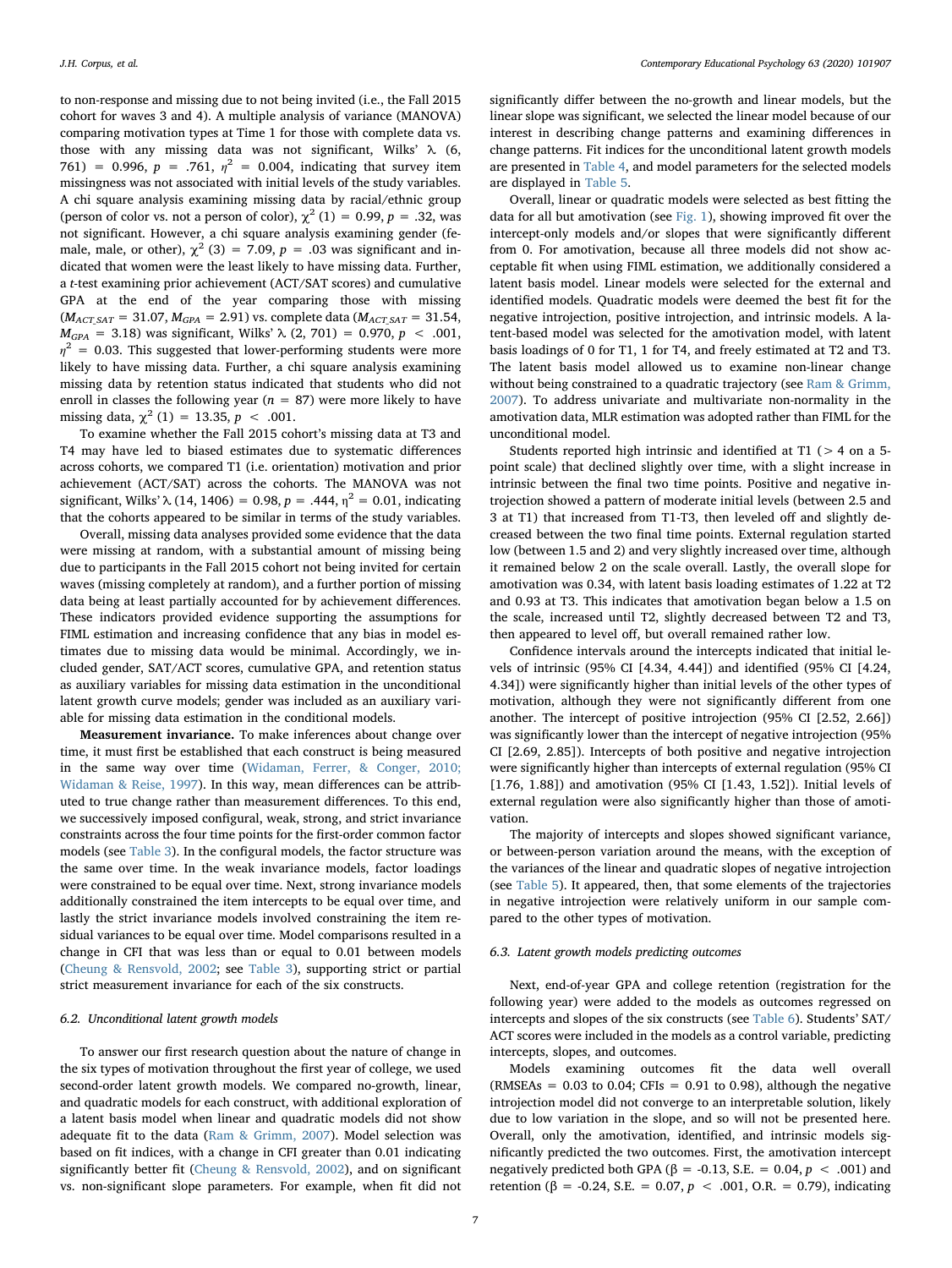to non-response and missing due to not being invited (i.e., the Fall 2015 cohort for waves 3 and 4). A multiple analysis of variance (MANOVA) comparing motivation types at Time 1 for those with complete data vs. those with any missing data was not significant, Wilks' λ (6, 761) = 0.996, $p$ = .761, $\eta^2$ = 0.004, indicating that survey item missingness was not associated with initial levels of the study variables. A chi square analysis examining missing data by racial/ethnic group (person of color vs. not a person of color), $\chi^2$ (1) = 0.99, $p$ = .32, was not significant. However, a chi square analysis examining gender (female, male, or other), $\chi^2$ (3) = 7.09, $p$ = .03 was significant and indicated that women were the least likely to have missing data. Further, a $t$-test examining prior achievement (ACT/SAT scores) and cumulative GPA at the end of the year comparing those with missing ($M_{ACT\_SAT}$ = 31.07, $M_{GPA}$ = 2.91) vs. complete data ($M_{ACT\_SAT}$ = 31.54, $M_{GPA}$ = 3.18) was significant, Wilks' λ (2, 701) = 0.970, $p < .001$, $\eta^2$ = 0.03. This suggested that lower-performing students were more likely to have missing data. Further, a chi square analysis examining missing data by retention status indicated that students who did not enroll in classes the following year ($n$ = 87) were more likely to have missing data, $\chi^2$ (1) = 13.35, $p < .001$.

To examine whether the Fall 2015 cohort's missing data at T3 and T4 may have led to biased estimates due to systematic differences across cohorts, we compared T1 (i.e. orientation) motivation and prior achievement (ACT/SAT) across the cohorts. The MANOVA was not significant, Wilks' λ (14, 1406) = 0.98, $p$ = .444, $\eta^2$ = 0.01, indicating that the cohorts appeared to be similar in terms of the study variables.

Overall, missing data analyses provided some evidence that the data were missing at random, with a substantial amount of missing being due to participants in the Fall 2015 cohort not being invited for certain waves (missing completely at random), and a further portion of missing data being at least partially accounted for by achievement differences. These indicators provided evidence supporting the assumptions for FIML estimation and increasing confidence that any bias in model estimates due to missing data would be minimal. Accordingly, we included gender, SAT/ACT scores, cumulative GPA, and retention status as auxiliary variables for missing data estimation in the unconditional latent growth curve models; gender was included as an auxiliary variable for missing data estimation in the conditional models.

**Measurement invariance.** To make inferences about change over time, it must first be established that each construct is being measured in the same way over time (Widaman, Ferrer, & Conger, 2010; Widaman & Reise, 1997). In this way, mean differences can be attributed to true change rather than measurement differences. To this end, we successively imposed configural, weak, strong, and strict invariance constraints across the four time points for the first-order common factor models (see Table 3). In the configural models, the factor structure was the same over time. In the weak invariance models, factor loadings were constrained to be equal over time. Next, strong invariance models additionally constrained the item intercepts to be equal over time, and lastly the strict invariance models involved constraining the item residual variances to be equal over time. Model comparisons resulted in a change in CFI that was less than or equal to 0.01 between models (Cheung & Rensvold, 2002; see Table 3), supporting strict or partial strict measurement invariance for each of the six constructs.

### 6.2. Unconditional latent growth models

To answer our first research question about the nature of change in the six types of motivation throughout the first year of college, we used second-order latent growth models. We compared no-growth, linear, and quadratic models for each construct, with additional exploration of a latent basis model when linear and quadratic models did not show adequate fit to the data (Ram & Grimm, 2007). Model selection was based on fit indices, with a change in CFI greater than 0.01 indicating significantly better fit (Cheung & Rensvold, 2002), and on significant vs. non-significant slope parameters. For example, when fit did not significantly differ between the no-growth and linear models, but the linear slope was significant, we selected the linear model because of our interest in describing change patterns and examining differences in change patterns. Fit indices for the unconditional latent growth models are presented in Table 4, and model parameters for the selected models are displayed in Table 5.

Overall, linear or quadratic models were selected as best fitting the data for all but amotivation (see Fig. 1), showing improved fit over the intercept-only models and/or slopes that were significantly different from 0. For amotivation, because all three models did not show acceptable fit when using FIML estimation, we additionally considered a latent basis model. Linear models were selected for the external and identified models. Quadratic models were deemed the best fit for the negative introjection, positive introjection, and intrinsic models. A latent-based model was selected for the amotivation model, with latent basis loadings of 0 for T1, 1 for T4, and freely estimated at T2 and T3. The latent basis model allowed us to examine non-linear change without being constrained to a quadratic trajectory (see Ram & Grimm, 2007). To address univariate and multivariate non-normality in the amotivation data, MLR estimation was adopted rather than FIML for the unconditional model.

Students reported high intrinsic and identified at T1 (> 4 on a 5-point scale) that declined slightly over time, with a slight increase in intrinsic between the final two time points. Positive and negative introjection showed a pattern of moderate initial levels (between 2.5 and 3 at T1) that increased from T1-T3, then leveled off and slightly decreased between the two final time points. External regulation started low (between 1.5 and 2) and very slightly increased over time, although it remained below 2 on the scale overall. Lastly, the overall slope for amotivation was 0.34, with latent basis loading estimates of 1.22 at T2 and 0.93 at T3. This indicates that amotivation began below a 1.5 on the scale, increased until T2, slightly decreased between T2 and T3, then appeared to level off, but overall remained rather low.

Confidence intervals around the intercepts indicated that initial levels of intrinsic (95% CI [4.34, 4.44]) and identified (95% CI [4.24, 4.34]) were significantly higher than initial levels of the other types of motivation, although they were not significantly different from one another. The intercept of positive introjection (95% CI [2.52, 2.66]) was significantly lower than the intercept of negative introjection (95% CI [2.69, 2.85]). Intercepts of both positive and negative introjection were significantly higher than intercepts of external regulation (95% CI [1.76, 1.88]) and amotivation (95% CI [1.43, 1.52]). Initial levels of external regulation were also significantly higher than those of amotivation.

The majority of intercepts and slopes showed significant variance, or between-person variation around the means, with the exception of the variances of the linear and quadratic slopes of negative introjection (see Table 5). It appeared, then, that some elements of the trajectories in negative introjection were relatively uniform in our sample compared to the other types of motivation.

### 6.3. Latent growth models predicting outcomes

Next, end-of-year GPA and college retention (registration for the following year) were added to the models as outcomes regressed on intercepts and slopes of the six constructs (see Table 6). Students' SAT/ACT scores were included in the models as a control variable, predicting intercepts, slopes, and outcomes.

Models examining outcomes fit the data well overall (RMSEAs = 0.03 to 0.04; CFIs = 0.91 to 0.98), although the negative introjection model did not converge to an interpretable solution, likely due to low variation in the slope, and so will not be presented here. Overall, only the amotivation, identified, and intrinsic models significantly predicted the two outcomes. First, the amotivation intercept negatively predicted both GPA (β = -0.13, S.E. = 0.04, $p < .001$) and retention (β = -0.24, S.E. = 0.07, $p < .001$, O.R. = 0.79), indicating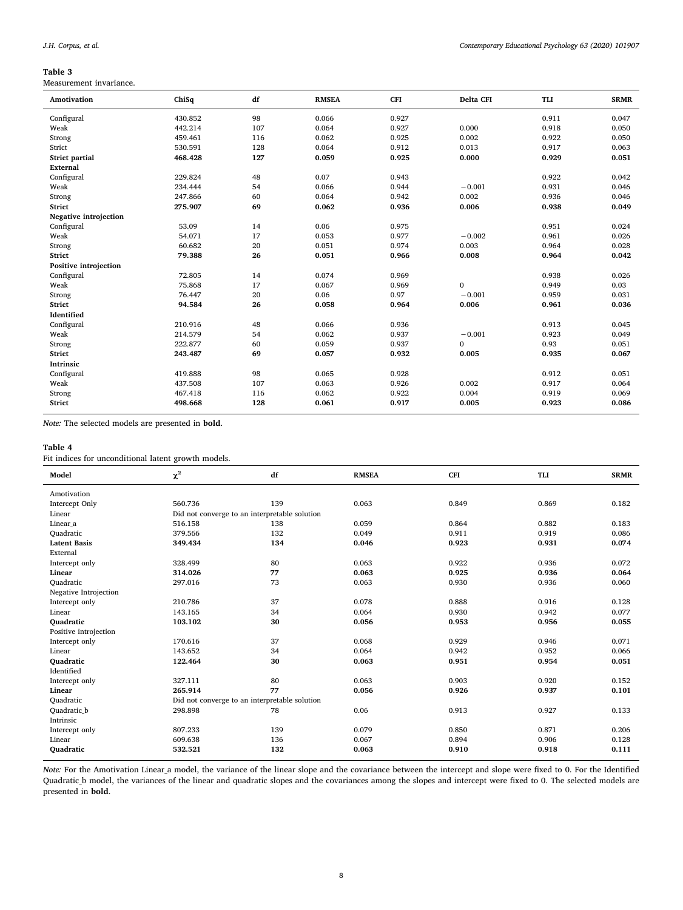**Table 3**
Measurement invariance.

| Amotivation | ChiSq | df | RMSEA | CFI | Delta CFI | TLI | SRMR |
|---|---|---|---|---|---|---|---|
| Configural | 430.852 | 98 | 0.066 | 0.927 | | 0.911 | 0.047 |
| Weak | 442.214 | 107 | 0.064 | 0.927 | 0.000 | 0.918 | 0.050 |
| Strong | 459.461 | 116 | 0.062 | 0.925 | 0.002 | 0.922 | 0.050 |
| Strict | 530.591 | 128 | 0.064 | 0.912 | 0.013 | 0.917 | 0.063 |
| **Strict partial** | **468.428** | **127** | **0.059** | **0.925** | **0.000** | **0.929** | **0.051** |
| **External** | | | | | | | |
| Configural | 229.824 | 48 | 0.07 | 0.943 | | 0.922 | 0.042 |
| Weak | 234.444 | 54 | 0.066 | 0.944 | −0.001 | 0.931 | 0.046 |
| Strong | 247.866 | 60 | 0.064 | 0.942 | 0.002 | 0.936 | 0.046 |
| **Strict** | **275.907** | **69** | **0.062** | **0.936** | **0.006** | **0.938** | **0.049** |
| **Negative introjection** | | | | | | | |
| Configural | 53.09 | 14 | 0.06 | 0.975 | | 0.951 | 0.024 |
| Weak | 54.071 | 17 | 0.053 | 0.977 | −0.002 | 0.961 | 0.026 |
| Strong | 60.682 | 20 | 0.051 | 0.974 | 0.003 | 0.964 | 0.028 |
| **Strict** | **79.388** | **26** | **0.051** | **0.966** | **0.008** | **0.964** | **0.042** |
| **Positive introjection** | | | | | | | |
| Configural | 72.805 | 14 | 0.074 | 0.969 | | 0.938 | 0.026 |
| Weak | 75.868 | 17 | 0.067 | 0.969 | 0 | 0.949 | 0.03 |
| Strong | 76.447 | 20 | 0.06 | 0.97 | −0.001 | 0.959 | 0.031 |
| **Strict** | **94.584** | **26** | **0.058** | **0.964** | **0.006** | **0.961** | **0.036** |
| **Identified** | | | | | | | |
| Configural | 210.916 | 48 | 0.066 | 0.936 | | 0.913 | 0.045 |
| Weak | 214.579 | 54 | 0.062 | 0.937 | −0.001 | 0.923 | 0.049 |
| Strong | 222.877 | 60 | 0.059 | 0.937 | 0 | 0.93 | 0.051 |
| **Strict** | **243.487** | **69** | **0.057** | **0.932** | **0.005** | **0.935** | **0.067** |
| **Intrinsic** | | | | | | | |
| Configural | 419.888 | 98 | 0.065 | 0.928 | | 0.912 | 0.051 |
| Weak | 437.508 | 107 | 0.063 | 0.926 | 0.002 | 0.917 | 0.064 |
| Strong | 467.418 | 116 | 0.062 | 0.922 | 0.004 | 0.919 | 0.069 |
| **Strict** | **498.668** | **128** | **0.061** | **0.917** | **0.005** | **0.923** | **0.086** |

*Note:* The selected models are presented in **bold**.

**Table 4**
Fit indices for unconditional latent growth models.

| Model | $\chi^2$ | df | RMSEA | CFI | TLI | SRMR |
|---|---|---|---|---|---|---|
| Amotivation | | | | | | |
| Intercept Only | 560.736 | 139 | 0.063 | 0.849 | 0.869 | 0.182 |
| Linear | Did not converge to an interpretable solution | | | | | |
| Linear_a | 516.158 | 138 | 0.059 | 0.864 | 0.882 | 0.183 |
| Quadratic | 379.566 | 132 | 0.049 | 0.911 | 0.919 | 0.086 |
| **Latent Basis** | **349.434** | **134** | **0.046** | **0.923** | **0.931** | **0.074** |
| External | | | | | | |
| Intercept only | 328.499 | 80 | 0.063 | 0.922 | 0.936 | 0.072 |
| **Linear** | **314.026** | **77** | **0.063** | **0.925** | **0.936** | **0.064** |
| Quadratic | 297.016 | 73 | 0.063 | 0.930 | 0.936 | 0.060 |
| Negative Introjection | | | | | | |
| Intercept only | 210.786 | 37 | 0.078 | 0.888 | 0.916 | 0.128 |
| Linear | 143.165 | 34 | 0.064 | 0.930 | 0.942 | 0.077 |
| **Quadratic** | **103.102** | **30** | **0.056** | **0.953** | **0.956** | **0.055** |
| Positive introjection | | | | | | |
| Intercept only | 170.616 | 37 | 0.068 | 0.929 | 0.946 | 0.071 |
| Linear | 143.652 | 34 | 0.064 | 0.942 | 0.952 | 0.066 |
| **Quadratic** | **122.464** | **30** | **0.063** | **0.951** | **0.954** | **0.051** |
| Identified | | | | | | |
| Intercept only | 327.111 | 80 | 0.063 | 0.903 | 0.920 | 0.152 |
| **Linear** | **265.914** | **77** | **0.056** | **0.926** | **0.937** | **0.101** |
| Quadratic | Did not converge to an interpretable solution | | | | | |
| Quadratic_b | 298.898 | 78 | 0.06 | 0.913 | 0.927 | 0.133 |
| Intrinsic | | | | | | |
| Intercept only | 807.233 | 139 | 0.079 | 0.850 | 0.871 | 0.206 |
| Linear | 609.638 | 136 | 0.067 | 0.894 | 0.906 | 0.128 |
| **Quadratic** | **532.521** | **132** | **0.063** | **0.910** | **0.918** | **0.111** |

*Note:* For the Amotivation Linear_a model, the variance of the linear slope and the covariance between the intercept and slope were fixed to 0. For the Identified Quadratic_b model, the variances of the linear and quadratic slopes and the covariances among the slopes and intercept were fixed to 0. The selected models are presented in **bold**.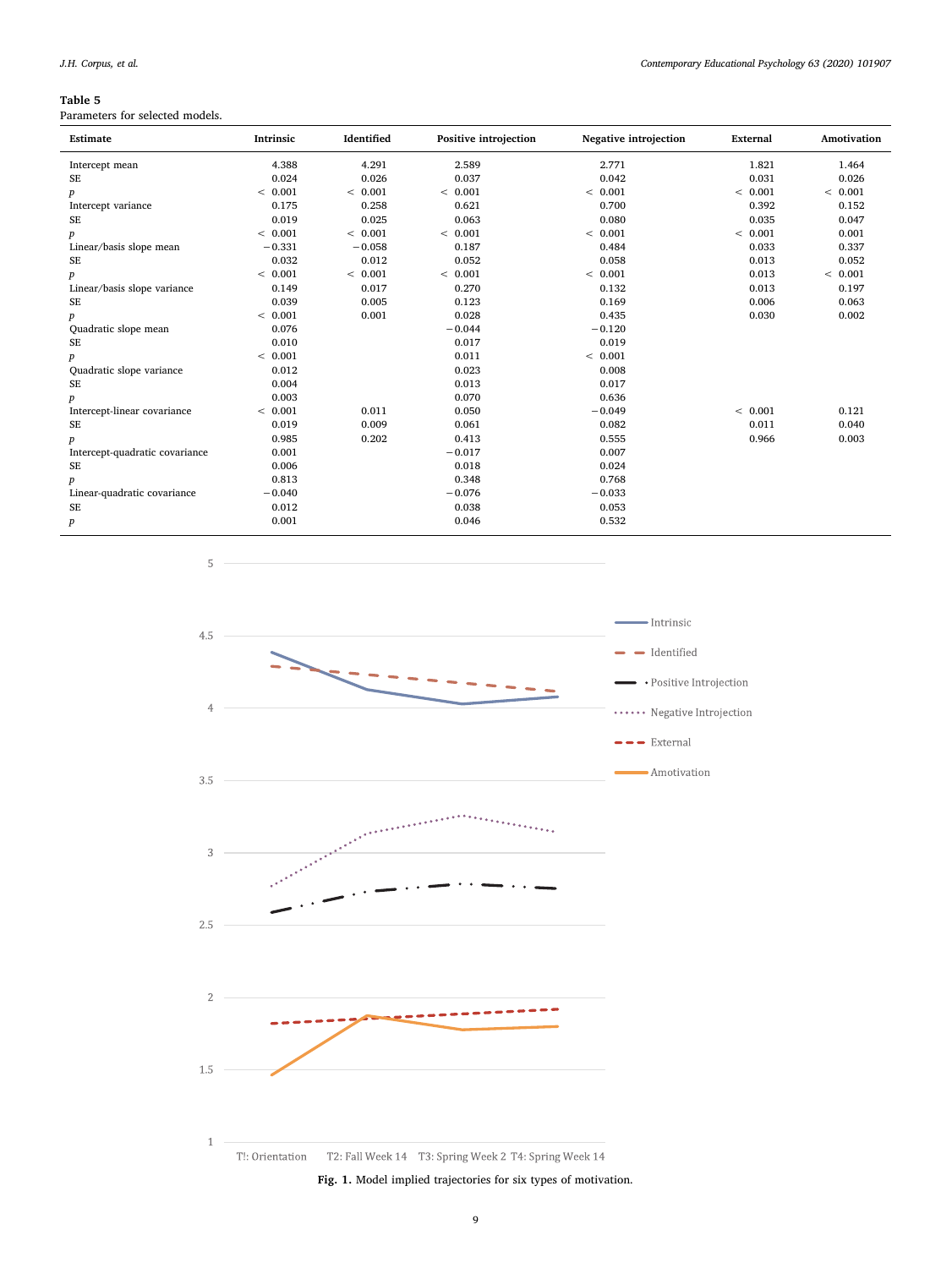**Table 5**
Parameters for selected models.

| Estimate | Intrinsic | Identified | Positive introjection | Negative introjection | External | Amotivation |
|---|---|---|---|---|---|---|
| Intercept mean | 4.388 | 4.291 | 2.589 | 2.771 | 1.821 | 1.464 |
| SE | 0.024 | 0.026 | 0.037 | 0.042 | 0.031 | 0.026 |
| *p* | < 0.001 | < 0.001 | < 0.001 | < 0.001 | < 0.001 | < 0.001 |
| Intercept variance | 0.175 | 0.258 | 0.621 | 0.700 | 0.392 | 0.152 |
| SE | 0.019 | 0.025 | 0.063 | 0.080 | 0.035 | 0.047 |
| *p* | < 0.001 | < 0.001 | < 0.001 | < 0.001 | < 0.001 | 0.001 |
| Linear/basis slope mean | −0.331 | −0.058 | 0.187 | 0.484 | 0.033 | 0.337 |
| SE | 0.032 | 0.012 | 0.052 | 0.058 | 0.013 | 0.052 |
| *p* | < 0.001 | < 0.001 | < 0.001 | < 0.001 | 0.013 | < 0.001 |
| Linear/basis slope variance | 0.149 | 0.017 | 0.270 | 0.132 | 0.013 | 0.197 |
| SE | 0.039 | 0.005 | 0.123 | 0.169 | 0.006 | 0.063 |
| *p* | < 0.001 | 0.001 | 0.028 | 0.435 | 0.030 | 0.002 |
| Quadratic slope mean | 0.076 | | −0.044 | −0.120 | | |
| SE | 0.010 | | 0.017 | 0.019 | | |
| *p* | < 0.001 | | 0.011 | < 0.001 | | |
| Quadratic slope variance | 0.012 | | 0.023 | 0.008 | | |
| SE | 0.004 | | 0.013 | 0.017 | | |
| *p* | 0.003 | | 0.070 | 0.636 | | |
| Intercept-linear covariance | < 0.001 | 0.011 | 0.050 | −0.049 | < 0.001 | 0.121 |
| SE | 0.019 | 0.009 | 0.061 | 0.082 | 0.011 | 0.040 |
| *p* | 0.985 | 0.202 | 0.413 | 0.555 | 0.966 | 0.003 |
| Intercept-quadratic covariance | 0.001 | | −0.017 | 0.007 | | |
| SE | 0.006 | | 0.018 | 0.024 | | |
| *p* | 0.813 | | 0.348 | 0.768 | | |
| Linear-quadratic covariance | −0.040 | | −0.076 | −0.033 | | |
| SE | 0.012 | | 0.038 | 0.053 | | |
| *p* | 0.001 | | 0.046 | 0.532 | | |

**Fig. 1.** Model implied trajectories for six types of motivation.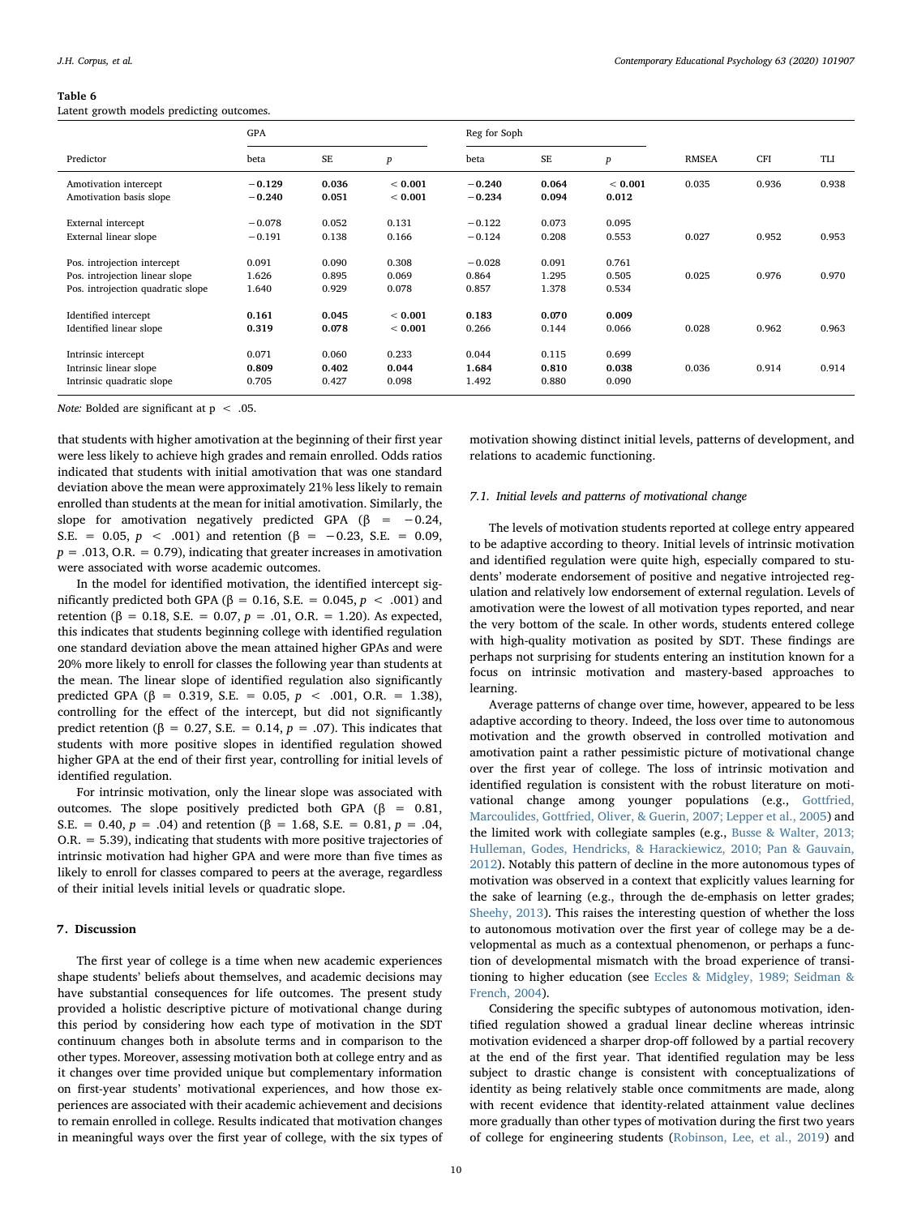**Table 6**
Latent growth models predicting outcomes.

| Predictor | GPA | | | Reg for Soph | | | RMSEA | CFI | TLI |
|---|---|---|---|---|---|---|---|---|---|
| | beta | SE | *p* | beta | SE | *p* | | | |
| Amotivation intercept | **−0.129** | **0.036** | **< 0.001** | **−0.240** | **0.064** | **< 0.001** | 0.035 | 0.936 | 0.938 |
| Amotivation basis slope | **−0.240** | **0.051** | **< 0.001** | **−0.234** | **0.094** | **0.012** | | | |
| External intercept | −0.078 | 0.052 | 0.131 | −0.122 | 0.073 | 0.095 | | | |
| External linear slope | −0.191 | 0.138 | 0.166 | −0.124 | 0.208 | 0.553 | 0.027 | 0.952 | 0.953 |
| Pos. introjection intercept | 0.091 | 0.090 | 0.308 | −0.028 | 0.091 | 0.761 | | | |
| Pos. introjection linear slope | 1.626 | 0.895 | 0.069 | 0.864 | 1.295 | 0.505 | 0.025 | 0.976 | 0.970 |
| Pos. introjection quadratic slope | 1.640 | 0.929 | 0.078 | 0.857 | 1.378 | 0.534 | | | |
| Identified intercept | **0.161** | **0.045** | **< 0.001** | **0.183** | **0.070** | **0.009** | | | |
| Identified linear slope | **0.319** | **0.078** | **< 0.001** | 0.266 | 0.144 | 0.066 | 0.028 | 0.962 | 0.963 |
| Intrinsic intercept | 0.071 | 0.060 | 0.233 | 0.044 | 0.115 | 0.699 | | | |
| Intrinsic linear slope | **0.809** | **0.402** | **0.044** | **1.684** | **0.810** | **0.038** | 0.036 | 0.914 | 0.914 |
| Intrinsic quadratic slope | 0.705 | 0.427 | 0.098 | 1.492 | 0.880 | 0.090 | | | |

*Note:* Bolded are significant at $p < .05$.

that students with higher amotivation at the beginning of their first year were less likely to achieve high grades and remain enrolled. Odds ratios indicated that students with initial amotivation that was one standard deviation above the mean were approximately 21% less likely to remain enrolled than students at the mean for initial amotivation. Similarly, the slope for amotivation negatively predicted GPA ($\beta = -0.24$, S.E. = 0.05, $p < .001$) and retention ($\beta = -0.23$, S.E. = 0.09, $p = .013$, O.R. = 0.79), indicating that greater increases in amotivation were associated with worse academic outcomes.

In the model for identified motivation, the identified intercept significantly predicted both GPA ($\beta = 0.16$, S.E. = 0.045, $p < .001$) and retention ($\beta = 0.18$, S.E. = 0.07, $p = .01$, O.R. = 1.20). As expected, this indicates that students beginning college with identified regulation one standard deviation above the mean attained higher GPAs and were 20% more likely to enroll for classes the following year than students at the mean. The linear slope of identified regulation also significantly predicted GPA ($\beta = 0.319$, S.E. = 0.05, $p < .001$, O.R. = 1.38), controlling for the effect of the intercept, but did not significantly predict retention ($\beta = 0.27$, S.E. = 0.14, $p = .07$). This indicates that students with more positive slopes in identified regulation showed higher GPA at the end of their first year, controlling for initial levels of identified regulation.

For intrinsic motivation, only the linear slope was associated with outcomes. The slope positively predicted both GPA ($\beta = 0.81$, S.E. = 0.40, $p = .04$) and retention ($\beta = 1.68$, S.E. = 0.81, $p = .04$, O.R. = 5.39), indicating that students with more positive trajectories of intrinsic motivation had higher GPA and were more than five times as likely to enroll for classes compared to peers at the average, regardless of their initial levels initial levels or quadratic slope.

## 7. Discussion

The first year of college is a time when new academic experiences shape students' beliefs about themselves, and academic decisions may have substantial consequences for life outcomes. The present study provided a holistic descriptive picture of motivational change during this period by considering how each type of motivation in the SDT continuum changes both in absolute terms and in comparison to the other types. Moreover, assessing motivation both at college entry and as it changes over time provided unique but complementary information on first-year students' motivational experiences, and how those experiences are associated with their academic achievement and decisions to remain enrolled in college. Results indicated that motivation changes in meaningful ways over the first year of college, with the six types of motivation showing distinct initial levels, patterns of development, and relations to academic functioning.

### 7.1. Initial levels and patterns of motivational change

The levels of motivation students reported at college entry appeared to be adaptive according to theory. Initial levels of intrinsic motivation and identified regulation were quite high, especially compared to students' moderate endorsement of positive and negative introjected regulation and relatively low endorsement of external regulation. Levels of amotivation were the lowest of all motivation types reported, and near the very bottom of the scale. In other words, students entered college with high-quality motivation as posited by SDT. These findings are perhaps not surprising for students entering an institution known for a focus on intrinsic motivation and mastery-based approaches to learning.

Average patterns of change over time, however, appeared to be less adaptive according to theory. Indeed, the loss over time to autonomous motivation and the growth observed in controlled motivation and amotivation paint a rather pessimistic picture of motivational change over the first year of college. The loss of intrinsic motivation and identified regulation is consistent with the robust literature on motivational change among younger populations (e.g., Gottfried, Marcoulides, Gottfried, Oliver, & Guerin, 2007; Lepper et al., 2005) and the limited work with collegiate samples (e.g., Busse & Walter, 2013; Hulleman, Godes, Hendricks, & Harackiewicz, 2010; Pan & Gauvain, 2012). Notably this pattern of decline in the more autonomous types of motivation was observed in a context that explicitly values learning for the sake of learning (e.g., through the de-emphasis on letter grades; Sheehy, 2013). This raises the interesting question of whether the loss to autonomous motivation over the first year of college may be a developmental as much as a contextual phenomenon, or perhaps a function of developmental mismatch with the broad experience of transitioning to higher education (see Eccles & Midgley, 1989; Seidman & French, 2004).

Considering the specific subtypes of autonomous motivation, identified regulation showed a gradual linear decline whereas intrinsic motivation evidenced a sharper drop-off followed by a partial recovery at the end of the first year. That identified regulation may be less subject to drastic change is consistent with conceptualizations of identity as being relatively stable once commitments are made, along with recent evidence that identity-related attainment value declines more gradually than other types of motivation during the first two years of college for engineering students (Robinson, Lee, et al., 2019) and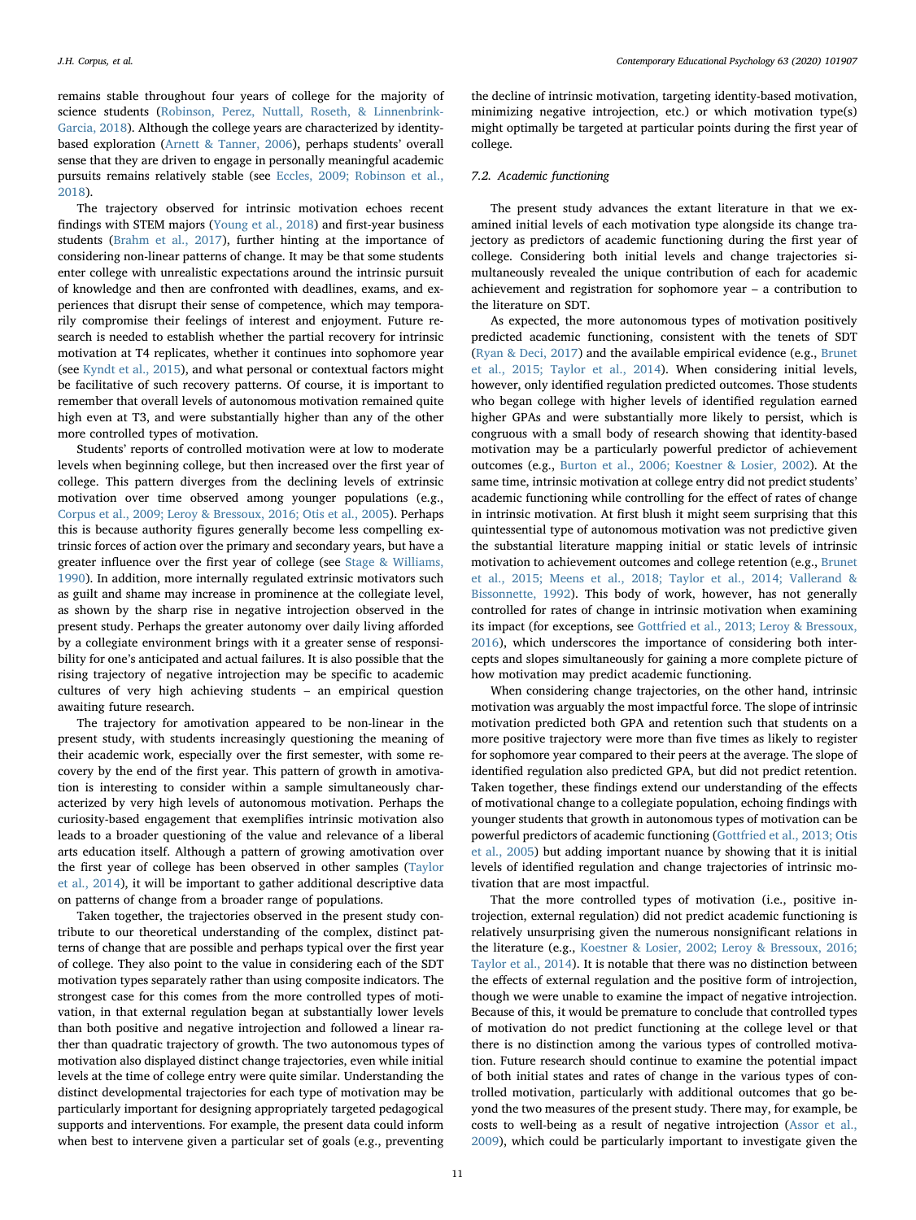remains stable throughout four years of college for the majority of science students (Robinson, Perez, Nuttall, Roseth, & Linnenbrink-Garcia, 2018). Although the college years are characterized by identity-based exploration (Arnett & Tanner, 2006), perhaps students' overall sense that they are driven to engage in personally meaningful academic pursuits remains relatively stable (see Eccles, 2009; Robinson et al., 2018).

The trajectory observed for intrinsic motivation echoes recent findings with STEM majors (Young et al., 2018) and first-year business students (Brahm et al., 2017), further hinting at the importance of considering non-linear patterns of change. It may be that some students enter college with unrealistic expectations around the intrinsic pursuit of knowledge and then are confronted with deadlines, exams, and experiences that disrupt their sense of competence, which may temporarily compromise their feelings of interest and enjoyment. Future research is needed to establish whether the partial recovery for intrinsic motivation at T4 replicates, whether it continues into sophomore year (see Kyndt et al., 2015), and what personal or contextual factors might be facilitative of such recovery patterns. Of course, it is important to remember that overall levels of autonomous motivation remained quite high even at T3, and were substantially higher than any of the other more controlled types of motivation.

Students' reports of controlled motivation were at low to moderate levels when beginning college, but then increased over the first year of college. This pattern diverges from the declining levels of extrinsic motivation over time observed among younger populations (e.g., Corpus et al., 2009; Leroy & Bressoux, 2016; Otis et al., 2005). Perhaps this is because authority figures generally become less compelling extrinsic forces of action over the primary and secondary years, but have a greater influence over the first year of college (see Stage & Williams, 1990). In addition, more internally regulated extrinsic motivators such as guilt and shame may increase in prominence at the collegiate level, as shown by the sharp rise in negative introjection observed in the present study. Perhaps the greater autonomy over daily living afforded by a collegiate environment brings with it a greater sense of responsibility for one's anticipated and actual failures. It is also possible that the rising trajectory of negative introjection may be specific to academic cultures of very high achieving students – an empirical question awaiting future research.

The trajectory for amotivation appeared to be non-linear in the present study, with students increasingly questioning the meaning of their academic work, especially over the first semester, with some recovery by the end of the first year. This pattern of growth in amotivation is interesting to consider within a sample simultaneously characterized by very high levels of autonomous motivation. Perhaps the curiosity-based engagement that exemplifies intrinsic motivation also leads to a broader questioning of the value and relevance of a liberal arts education itself. Although a pattern of growing amotivation over the first year of college has been observed in other samples (Taylor et al., 2014), it will be important to gather additional descriptive data on patterns of change from a broader range of populations.

Taken together, the trajectories observed in the present study contribute to our theoretical understanding of the complex, distinct patterns of change that are possible and perhaps typical over the first year of college. They also point to the value in considering each of the SDT motivation types separately rather than using composite indicators. The strongest case for this comes from the more controlled types of motivation, in that external regulation began at substantially lower levels than both positive and negative introjection and followed a linear rather than quadratic trajectory of growth. The two autonomous types of motivation also displayed distinct change trajectories, even while initial levels at the time of college entry were quite similar. Understanding the distinct developmental trajectories for each type of motivation may be particularly important for designing appropriately targeted pedagogical supports and interventions. For example, the present data could inform when best to intervene given a particular set of goals (e.g., preventing the decline of intrinsic motivation, targeting identity-based motivation, minimizing negative introjection, etc.) or which motivation type(s) might optimally be targeted at particular points during the first year of college.

### 7.2. Academic functioning

The present study advances the extant literature in that we examined initial levels of each motivation type alongside its change trajectory as predictors of academic functioning during the first year of college. Considering both initial levels and change trajectories simultaneously revealed the unique contribution of each for academic achievement and registration for sophomore year – a contribution to the literature on SDT.

As expected, the more autonomous types of motivation positively predicted academic functioning, consistent with the tenets of SDT (Ryan & Deci, 2017) and the available empirical evidence (e.g., Brunet et al., 2015; Taylor et al., 2014). When considering initial levels, however, only identified regulation predicted outcomes. Those students who began college with higher levels of identified regulation earned higher GPAs and were substantially more likely to persist, which is congruous with a small body of research showing that identity-based motivation may be a particularly powerful predictor of achievement outcomes (e.g., Burton et al., 2006; Koestner & Losier, 2002). At the same time, intrinsic motivation at college entry did not predict students' academic functioning while controlling for the effect of rates of change in intrinsic motivation. At first blush it might seem surprising that this quintessential type of autonomous motivation was not predictive given the substantial literature mapping initial or static levels of intrinsic motivation to achievement outcomes and college retention (e.g., Brunet et al., 2015; Meens et al., 2018; Taylor et al., 2014; Vallerand & Bissonnette, 1992). This body of work, however, has not generally controlled for rates of change in intrinsic motivation when examining its impact (for exceptions, see Gottfried et al., 2013; Leroy & Bressoux, 2016), which underscores the importance of considering both intercepts and slopes simultaneously for gaining a more complete picture of how motivation may predict academic functioning.

When considering change trajectories, on the other hand, intrinsic motivation was arguably the most impactful force. The slope of intrinsic motivation predicted both GPA and retention such that students on a more positive trajectory were more than five times as likely to register for sophomore year compared to their peers at the average. The slope of identified regulation also predicted GPA, but did not predict retention. Taken together, these findings extend our understanding of the effects of motivational change to a collegiate population, echoing findings with younger students that growth in autonomous types of motivation can be powerful predictors of academic functioning (Gottfried et al., 2013; Otis et al., 2005) but adding important nuance by showing that it is initial levels of identified regulation and change trajectories of intrinsic motivation that are most impactful.

That the more controlled types of motivation (i.e., positive introjection, external regulation) did not predict academic functioning is relatively unsurprising given the numerous nonsignificant relations in the literature (e.g., Koestner & Losier, 2002; Leroy & Bressoux, 2016; Taylor et al., 2014). It is notable that there was no distinction between the effects of external regulation and the positive form of introjection, though we were unable to examine the impact of negative introjection. Because of this, it would be premature to conclude that controlled types of motivation do not predict functioning at the college level or that there is no distinction among the various types of controlled motivation. Future research should continue to examine the potential impact of both initial states and rates of change in the various types of controlled motivation, particularly with additional outcomes that go beyond the two measures of the present study. There may, for example, be costs to well-being as a result of negative introjection (Assor et al., 2009), which could be particularly important to investigate given the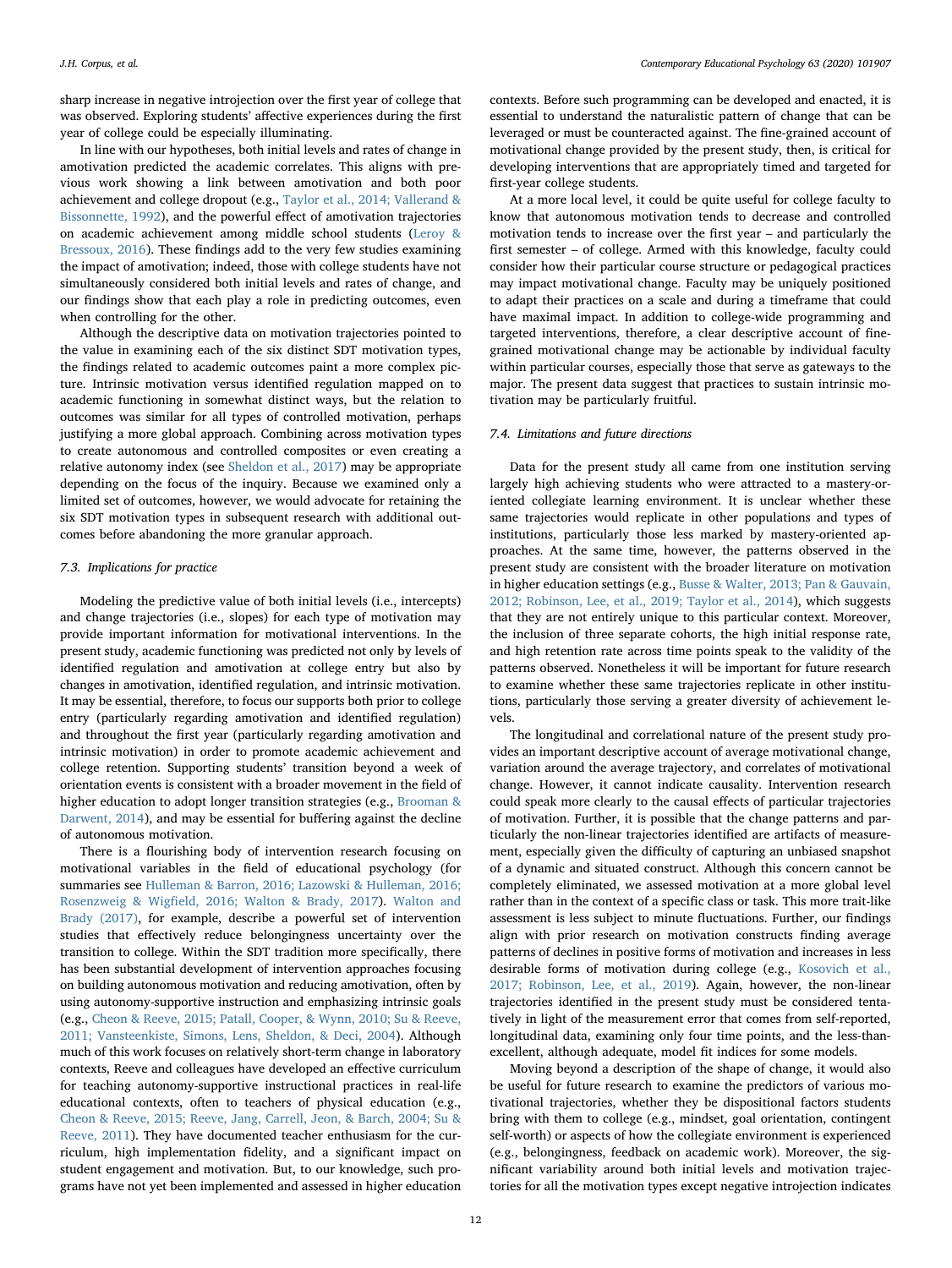sharp increase in negative introjection over the first year of college that was observed. Exploring students' affective experiences during the first year of college could be especially illuminating.

In line with our hypotheses, both initial levels and rates of change in amotivation predicted the academic correlates. This aligns with previous work showing a link between amotivation and both poor achievement and college dropout (e.g., Taylor et al., 2014; Vallerand & Bissonnette, 1992), and the powerful effect of amotivation trajectories on academic achievement among middle school students (Leroy & Bressoux, 2016). These findings add to the very few studies examining the impact of amotivation; indeed, those with college students have not simultaneously considered both initial levels and rates of change, and our findings show that each play a role in predicting outcomes, even when controlling for the other.

Although the descriptive data on motivation trajectories pointed to the value in examining each of the six distinct SDT motivation types, the findings related to academic outcomes paint a more complex picture. Intrinsic motivation versus identified regulation mapped on to academic functioning in somewhat distinct ways, but the relation to outcomes was similar for all types of controlled motivation, perhaps justifying a more global approach. Combining across motivation types to create autonomous and controlled composites or even creating a relative autonomy index (see Sheldon et al., 2017) may be appropriate depending on the focus of the inquiry. Because we examined only a limited set of outcomes, however, we would advocate for retaining the six SDT motivation types in subsequent research with additional outcomes before abandoning the more granular approach.

### 7.3. Implications for practice

Modeling the predictive value of both initial levels (i.e., intercepts) and change trajectories (i.e., slopes) for each type of motivation may provide important information for motivational interventions. In the present study, academic functioning was predicted not only by levels of identified regulation and amotivation at college entry but also by changes in amotivation, identified regulation, and intrinsic motivation. It may be essential, therefore, to focus our supports both prior to college entry (particularly regarding amotivation and identified regulation) and throughout the first year (particularly regarding amotivation and intrinsic motivation) in order to promote academic achievement and college retention. Supporting students' transition beyond a week of orientation events is consistent with a broader movement in the field of higher education to adopt longer transition strategies (e.g., Brooman & Darwent, 2014), and may be essential for buffering against the decline of autonomous motivation.

There is a flourishing body of intervention research focusing on motivational variables in the field of educational psychology (for summaries see Hulleman & Barron, 2016; Lazowski & Hulleman, 2016; Rosenzweig & Wigfield, 2016; Walton & Brady, 2017). Walton and Brady (2017), for example, describe a powerful set of intervention studies that effectively reduce belongingness uncertainty over the transition to college. Within the SDT tradition more specifically, there has been substantial development of intervention approaches focusing on building autonomous motivation and reducing amotivation, often by using autonomy-supportive instruction and emphasizing intrinsic goals (e.g., Cheon & Reeve, 2015; Patall, Cooper, & Wynn, 2010; Su & Reeve, 2011; Vansteenkiste, Simons, Lens, Sheldon, & Deci, 2004). Although much of this work focuses on relatively short-term change in laboratory contexts, Reeve and colleagues have developed an effective curriculum for teaching autonomy-supportive instructional practices in real-life educational contexts, often to teachers of physical education (e.g., Cheon & Reeve, 2015; Reeve, Jang, Carrell, Jeon, & Barch, 2004; Su & Reeve, 2011). They have documented teacher enthusiasm for the curriculum, high implementation fidelity, and a significant impact on student engagement and motivation. But, to our knowledge, such programs have not yet been implemented and assessed in higher education contexts. Before such programming can be developed and enacted, it is essential to understand the naturalistic pattern of change that can be leveraged or must be counteracted against. The fine-grained account of motivational change provided by the present study, then, is critical for developing interventions that are appropriately timed and targeted for first-year college students.

At a more local level, it could be quite useful for college faculty to know that autonomous motivation tends to decrease and controlled motivation tends to increase over the first year – and particularly the first semester – of college. Armed with this knowledge, faculty could consider how their particular course structure or pedagogical practices may impact motivational change. Faculty may be uniquely positioned to adapt their practices on a scale and during a timeframe that could have maximal impact. In addition to college-wide programming and targeted interventions, therefore, a clear descriptive account of fine-grained motivational change may be actionable by individual faculty within particular courses, especially those that serve as gateways to the major. The present data suggest that practices to sustain intrinsic motivation may be particularly fruitful.

### 7.4. Limitations and future directions

Data for the present study all came from one institution serving largely high achieving students who were attracted to a mastery-oriented collegiate learning environment. It is unclear whether these same trajectories would replicate in other populations and types of institutions, particularly those less marked by mastery-oriented approaches. At the same time, however, the patterns observed in the present study are consistent with the broader literature on motivation in higher education settings (e.g., Busse & Walter, 2013; Pan & Gauvain, 2012; Robinson, Lee, et al., 2019; Taylor et al., 2014), which suggests that they are not entirely unique to this particular context. Moreover, the inclusion of three separate cohorts, the high initial response rate, and high retention rate across time points speak to the validity of the patterns observed. Nonetheless it will be important for future research to examine whether these same trajectories replicate in other institutions, particularly those serving a greater diversity of achievement levels.

The longitudinal and correlational nature of the present study provides an important descriptive account of average motivational change, variation around the average trajectory, and correlates of motivational change. However, it cannot indicate causality. Intervention research could speak more clearly to the causal effects of particular trajectories of motivation. Further, it is possible that the change patterns and particularly the non-linear trajectories identified are artifacts of measurement, especially given the difficulty of capturing an unbiased snapshot of a dynamic and situated construct. Although this concern cannot be completely eliminated, we assessed motivation at a more global level rather than in the context of a specific class or task. This more trait-like assessment is less subject to minute fluctuations. Further, our findings align with prior research on motivation constructs finding average patterns of declines in positive forms of motivation and increases in less desirable forms of motivation during college (e.g., Kosovich et al., 2017; Robinson, Lee, et al., 2019). Again, however, the non-linear trajectories identified in the present study must be considered tentatively in light of the measurement error that comes from self-reported, longitudinal data, examining only four time points, and the less-than-excellent, although adequate, model fit indices for some models.

Moving beyond a description of the shape of change, it would also be useful for future research to examine the predictors of various motivational trajectories, whether they be dispositional factors students bring with them to college (e.g., mindset, goal orientation, contingent self-worth) or aspects of how the collegiate environment is experienced (e.g., belongingness, feedback on academic work). Moreover, the significant variability around both initial levels and motivation trajectories for all the motivation types except negative introjection indicates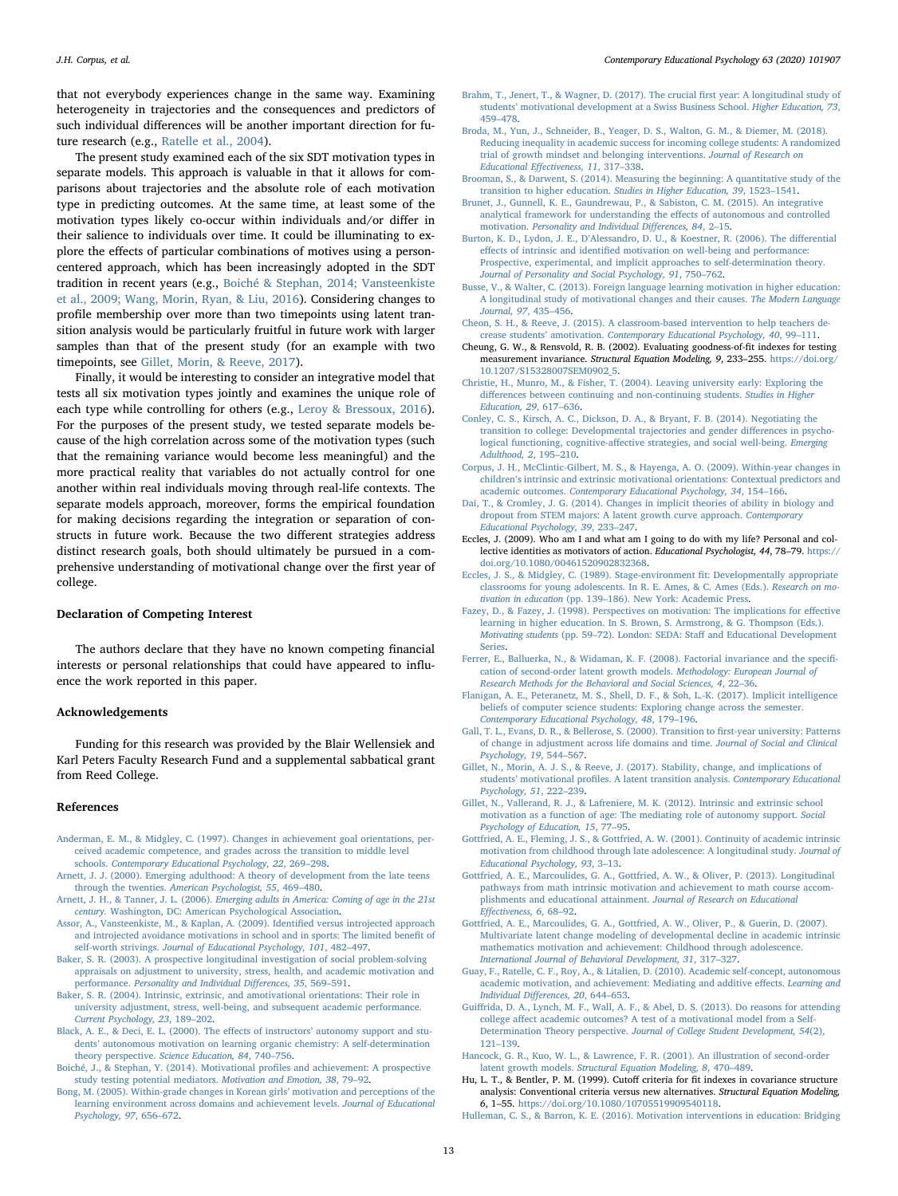that not everybody experiences change in the same way. Examining heterogeneity in trajectories and the consequences and predictors of such individual differences will be another important direction for future research (e.g., Ratelle et al., 2004).

The present study examined each of the six SDT motivation types in separate models. This approach is valuable in that it allows for comparisons about trajectories and the absolute role of each motivation type in predicting outcomes. At the same time, at least some of the motivation types likely co-occur within individuals and/or differ in their salience to individuals over time. It could be illuminating to explore the effects of particular combinations of motives using a person-centered approach, which has been increasingly adopted in the SDT tradition in recent years (e.g., Boiché & Stephan, 2014; Vansteenkiste et al., 2009; Wang, Morin, Ryan, & Liu, 2016). Considering changes to profile membership over more than two timepoints using latent transition analysis would be particularly fruitful in future work with larger samples than that of the present study (for an example with two timepoints, see Gillet, Morin, & Reeve, 2017).

Finally, it would be interesting to consider an integrative model that tests all six motivation types jointly and examines the unique role of each type while controlling for others (e.g., Leroy & Bressoux, 2016). For the purposes of the present study, we tested separate models because of the high correlation across some of the motivation types (such that the remaining variance would become less meaningful) and the more practical reality that variables do not actually control for one another within real individuals moving through real-life contexts. The separate models approach, moreover, forms the empirical foundation for making decisions regarding the integration or separation of constructs in future work. Because the two different strategies address distinct research goals, both should ultimately be pursued in a comprehensive understanding of motivational change over the first year of college.

## Declaration of Competing Interest

The authors declare that they have no known competing financial interests or personal relationships that could have appeared to influence the work reported in this paper.

## Acknowledgements

Funding for this research was provided by the Blair Wellensiek and Karl Peters Faculty Research Fund and a supplemental sabbatical grant from Reed College.

## References

Anderman, E. M., & Midgley, C. (1997). Changes in achievement goal orientations, perceived academic competence, and grades across the transition to middle level schools. *Contemporary Educational Psychology, 22*, 269–298.

Arnett, J. J. (2000). Emerging adulthood: A theory of development from the late teens through the twenties. *American Psychologist, 55*, 469–480.

Arnett, J. H., & Tanner, J. L. (2006). *Emerging adults in America: Coming of age in the 21st century*. Washington, DC: American Psychological Association.

Assor, A., Vansteenkiste, M., & Kaplan, A. (2009). Identified versus introjected approach and introjected avoidance motivations in school and in sports: The limited benefit of self-worth strivings. *Journal of Educational Psychology, 101*, 482–497.

Baker, S. R. (2003). A prospective longitudinal investigation of social problem-solving appraisals on adjustment to university, stress, health, and academic motivation and performance. *Personality and Individual Differences, 35*, 569–591.

Baker, S. R. (2004). Intrinsic, extrinsic, and amotivational orientations: Their role in university adjustment, stress, well-being, and subsequent academic performance. *Current Psychology, 23*, 189–202.

Black, A. E., & Deci, E. L. (2000). The effects of instructors' autonomy support and students' autonomous motivation on learning organic chemistry: A self-determination theory perspective. *Science Education, 84*, 740–756.

Boiché, J., & Stephan, Y. (2014). Motivational profiles and achievement: A prospective study testing potential mediators. *Motivation and Emotion, 38*, 79–92.

Bong, M. (2005). Within-grade changes in Korean girls' motivation and perceptions of the learning environment across domains and achievement levels. *Journal of Educational Psychology, 97*, 656–672.

Brahm, T., Jenert, T., & Wagner, D. (2017). The crucial first year: A longitudinal study of students' motivational development at a Swiss Business School. *Higher Education, 73*, 459–478.

Broda, M., Yun, J., Schneider, B., Yeager, D. S., Walton, G. M., & Diemer, M. (2018). Reducing inequality in academic success for incoming college students: A randomized trial of growth mindset and belonging interventions. *Journal of Research on Educational Effectiveness, 11*, 317–338.

Brooman, S., & Darwent, S. (2014). Measuring the beginning: A quantitative study of the transition to higher education. *Studies in Higher Education, 39*, 1523–1541.

Brunet, J., Gunnell, K. E., Gaudreau, P., & Sabiston, C. M. (2015). An integrative analytical framework for understanding the effects of autonomous and controlled motivation. *Personality and Individual Differences, 84*, 2–15.

Burton, K. D., Lydon, J. E., D'Alessandro, D. U., & Koestner, R. (2006). The differential effects of intrinsic and identified motivation on well-being and performance: Prospective, experimental, and implicit approaches to self-determination theory. *Journal of Personality and Social Psychology, 91*, 750–762.

Busse, V., & Walter, C. (2013). Foreign language learning motivation in higher education: A longitudinal study of motivational changes and their causes. *The Modern Language Journal, 97*, 435–456.

Cheon, S. H., & Reeve, J. (2015). A classroom-based intervention to help teachers decrease students' amotivation. *Contemporary Educational Psychology, 40*, 99–111.

Cheung, G. W., & Rensvold, R. B. (2002). Evaluating goodness-of-fit indexes for testing measurement invariance. *Structural Equation Modeling, 9*, 233–255. https://doi.org/10.1207/S15328007SEM0902_5.

Christie, H., Munro, M., & Fisher, T. (2004). Leaving university early: Exploring the differences between continuing and non-continuing students. *Studies in Higher Education, 29*, 617–636.

Conley, C. S., Kirsch, A. C., Dickson, D. A., & Bryant, F. B. (2014). Negotiating the transition to college: Developmental trajectories and gender differences in psychological functioning, cognitive-affective strategies, and social well-being. *Emerging Adulthood, 2*, 195–210.

Corpus, J. H., McClintic-Gilbert, M. S., & Hayenga, A. O. (2009). Within-year changes in children's intrinsic and extrinsic motivational orientations: Contextual predictors and academic outcomes. *Contemporary Educational Psychology, 34*, 154–166.

Dai, T., & Cromley, J. G. (2014). Changes in implicit theories of ability in biology and dropout from STEM majors: A latent growth curve approach. *Contemporary Educational Psychology, 39*, 233–247.

Eccles, J. (2009). Who am I and what am I going to do with my life? Personal and collective identities as motivators of action. *Educational Psychologist, 44*, 78–79. https://doi.org/10.1080/00461520902832368.

Eccles, J. S., & Midgley, C. (1989). Stage-environment fit: Developmentally appropriate classrooms for young adolescents. In R. E. Ames, & C. Ames (Eds.). *Research on motivation in education* (pp. 139–186). New York: Academic Press.

Fazey, D., & Fazey, J. (1998). Perspectives on motivation: The implications for effective learning in higher education. In S. Brown, S. Armstrong, & G. Thompson (Eds.). *Motivating students* (pp. 59–72). London: SEDA: Staff and Educational Development Series.

Ferrer, E., Balluerka, N., & Widaman, K. F. (2008). Factorial invariance and the specification of second-order latent growth models. *Methodology: European Journal of Research Methods for the Behavioral and Social Sciences, 4*, 22–36.

Flanigan, A. E., Peteranetz, M. S., Shell, D. F., & Soh, L.-K. (2017). Implicit intelligence beliefs of computer science students: Exploring change across the semester. *Contemporary Educational Psychology, 48*, 179–196.

Gall, T. L., Evans, D. R., & Bellerose, S. (2000). Transition to first-year university: Patterns of change in adjustment across life domains and time. *Journal of Social and Clinical Psychology, 19*, 544–567.

Gillet, N., Morin, A. J. S., & Reeve, J. (2017). Stability, change, and implications of students' motivational profiles. A latent transition analysis. *Contemporary Educational Psychology, 51*, 222–239.

Gillet, N., Vallerand, R. J., & Lafreniere, M. K. (2012). Intrinsic and extrinsic school motivation as a function of age: The mediating role of autonomy support. *Social Psychology of Education, 15*, 77–95.

Gottfried, A. E., Fleming, J. S., & Gottfried, A. W. (2001). Continuity of academic intrinsic motivation from childhood through late adolescence: A longitudinal study. *Journal of Educational Psychology, 93*, 3–13.

Gottfried, A. E., Marcoulides, G. A., Gottfried, A. W., & Oliver, P. (2013). Longitudinal pathways from math intrinsic motivation and achievement to math course accomplishments and educational attainment. *Journal of Research on Educational Effectiveness, 6*, 68–92.

Gottfried, A. E., Marcoulides, G. A., Gottfried, A. W., Oliver, P., & Guerin, D. (2007). Multivariate latent change modeling of developmental decline in academic intrinsic mathematics motivation and achievement: Childhood through adolescence. *International Journal of Behavioral Development, 31*, 317–327.

Guay, F., Ratelle, C. F., Roy, A., & Litalien, D. (2010). Academic self-concept, autonomous academic motivation, and academic achievement: Mediating and additive effects. *Learning and Individual Differences, 20*, 644–653.

Guiffrida, D. A., Lynch, M. F., Wall, A. F., & Abel, D. S. (2013). Do reasons for attending college affect academic outcomes? A test of a motivational model from a Self-Determination Theory perspective. *Journal of College Student Development, 54*(2), 121–139.

Hancock, G. R., Kuo, W. L., & Lawrence, F. R. (2001). An illustration of second-order latent growth models. *Structural Equation Modeling, 8*, 470–489.

Hu, L. T., & Bentler, P. M. (1999). Cutoff criteria for fit indexes in covariance structure analysis: Conventional criteria versus new alternatives. *Structural Equation Modeling, 6*, 1–55. https://doi.org/10.1080/10705519909540118.

Hulleman, C. S., & Barron, K. E. (2016). Motivation interventions in education: Bridging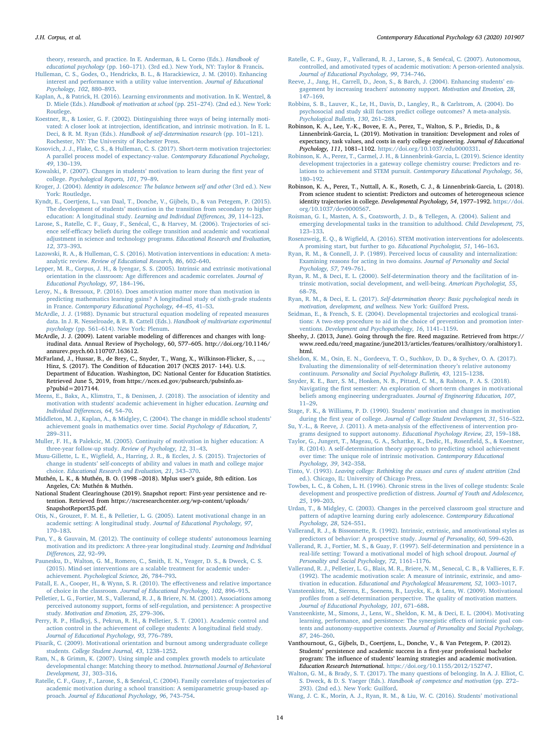theory, research, and practice. In E. Anderman, & L. Corno (Eds.). *Handbook of educational psychology* (pp. 160–171). (3rd ed.). New York, NY: Taylor & Francis.

Hulleman, C. S., Godes, O., Hendricks, B. L., & Harackiewicz, J. M. (2010). Enhancing interest and performance with a utility value intervention. *Journal of Educational Psychology, 102*, 880–893.

Kaplan, A., & Patrick, H. (2016). Learning environments and motivation. In K. Wentzel, & D. Miele (Eds.). *Handbook of motivation at school* (pp. 251–274). (2nd ed.). New York: Routlege.

Koestner, R., & Losier, G. F. (2002). Distinguishing three ways of being internally motivated: A closer look at introjection, identification, and intrinsic motivation. In E. L. Deci, & R. M. Ryan (Eds.). *Handbook of self-determination research* (pp. 101–121). Rochester, NY: The University of Rochester Press.

Kosovich, J. J., Flake, C. S., & Hulleman, C. S. (2017). Short-term motivation trajectories: A parallel process model of expectancy-value. *Contemporary Educational Psychology, 49*, 130–139.

Kowalski, P. (2007). Changes in students' motivation to learn during the first year of college. *Psychological Reports, 101*, 79–89.

Kroger, J. (2004). *Identity in adolescence: The balance between self and other* (3rd ed.). New York: Routledge.

Kyndt, E., Coertjens, L., van Daal, T., Donche, V., Gijbels, D., & van Petegem, P. (2015). The development of students' motivation in the transition from secondary to higher education: A longitudinal study. *Learning and Individual Differences, 39*, 114–123.

Larose, S., Ratelle, C. F., Guay, F., Senécal, C., & Harvey, M. (2006). Trajectories of science self-efficacy beliefs during the college transition and academic and vocational adjustment in science and technology programs. *Educational Research and Evaluation, 12*, 373–393.

Lazowski, R. A., & Hulleman, C. S. (2016). Motivation interventions in education: A meta-analytic review. *Review of Educational Research, 86*, 602–640.

Lepper, M. R., Corpus, J. H., & Iyengar, S. S. (2005). Intrinsic and extrinsic motivational orientation in the classroom: Age differences and academic correlates. *Journal of Educational Psychology, 97*, 184–196.

Leroy, N., & Bressoux, P. (2016). Does amotivation matter more than motivation in predicting mathematics learning gains? A longitudinal study of sixth-grade students in France. *Contemporary Educational Psychology, 44–45*, 41–53.

McArdle, J. J. (1988). Dynamic but structural equation modeling of repeated measures data. In J. R. Nesselroade, & R. B. Cattell (Eds.). *Handbook of multivariate experimental psychology* (pp. 561–614). New York: Plenum.

McArdle, J. J. (2009). Latent variable modeling of differences and changes with longitudinal data. Annual Review of Psychology, 60, 577–605. http://doi.org/10.1146/annurev.psych.60.110707.163612.

McFarland, J., Hussar, B., de Brey, C., Snyder, T., Wang, X., Wilkinson-Flicker, S., …, Hinz, S. (2017). The Condition of Education 2017 (NCES 2017- 144). U.S. Department of Education. Washington, DC: National Center for Education Statistics. Retrieved June 5, 2019, from https://nces.ed.gov/pubsearch/pubsinfo.asp?pubid=2017144.

Meens, E., Bakx, A., Klimstra, T., & Denissen, J. (2018). The association of identity and motivation with students' academic achievement in higher education. *Learning and Individual Differences, 64*, 54–70.

Middleton, M. J., Kaplan, A., & Midgley, C. (2004). The change in middle school students' achievement goals in mathematics over time. *Social Psychology of Education, 7*, 289–311.

Muller, F. H., & Palekcic, M. (2005). Continuity of motivation in higher education: A three-year follow-up study. *Review of Psychology, 12*, 31–43.

Musu-Gillette, L. E., Wigfield, A., Harring, J. R., & Eccles, J. S. (2015). Trajectories of change in students' self-concepts of ability and values in math and college major choice. *Educational Research and Evaluation, 21*, 343–370.

Muthén, L. K., & Muthén, B. O. (1998 –2018). Mplus user's guide, 8th edition. Los Angeles, CA: Muthén & Muthén.

National Student Clearinghouse (2019). Snapshot report: First-year persistence and retention. Retrieved from https://nscresearchcenter.org/wp-content/uploads/SnapshotReport35.pdf.

Otis, N., Grouzet, F. M. E., & Pelletier, L. G. (2005). Latent motivational change in an academic setting: A longitudinal study. *Journal of Educational Psychology, 97*, 170–183.

Pan, Y., & Gauvain, M. (2012). The continuity of college students' autonomous learning motivation and its predictors: A three-year longitudinal study. *Learning and Individual Differences, 22*, 92–99.

Paunesku, D., Walton, G. M., Romero, C., Smith, E. N., Yeager, D. S., & Dweck, C. S. (2015). Mind-set interventions are a scalable treatment for academic underachievement. *Psychological Science, 26*, 784–793.

Patall, E. A., Cooper, H., & Wynn, S. R. (2010). The effectiveness and relative importance of choice in the classroom. *Journal of Educational Psychology, 102*, 896–915.

Pelletier, L. G., Fortier, M. S., Vallerand, R. J., & Briere, N. M. (2001). Associations among perceived autonomy support, forms of self-regulation, and persistence: A prospective study. *Motivation and Emotion, 25*, 279–306.

Perry, R. P., Hladkyj, S., Pekrun, R. H., & Pelletier, S. T. (2001). Academic control and action control in the achievement of college students: A longitudinal field study. *Journal of Educational Psychology, 93*, 776–789.

Pisarik, C. (2009). Motivational orientation and burnout among undergraduate college students. *College Student Journal, 43*, 1238–1252.

Ram, N., & Grimm, K. (2007). Using simple and complex growth models to articulate developmental change: Matching theory to method. *International Journal of Behavioral Development, 31*, 303–316.

Ratelle, C. F., Guay, F., Larose, S., & Senécal, C. (2004). Family correlates of trajectories of academic motivation during a school transition: A semiparametric group-based approach. *Journal of Educational Psychology, 96*, 743–754.

Ratelle, C. F., Guay, F., Vallerand, R. J., Larose, S., & Senécal, C. (2007). Autonomous, controlled, and amotivated types of academic motivation: A person-oriented analysis. *Journal of Educational Psychology, 99*, 734–746.

Reeve, J., Jang, H., Carrell, D., Jeon, S., & Barch, J. (2004). Enhancing students' engagement by increasing teachers' autonomy support. *Motivation and Emotion, 28*, 147–169.

Robbins, S. B., Lauver, K., Le, H., Davis, D., Langley, R., & Carlstrom, A. (2004). Do psychosocial and study skill factors predict college outcomes? A meta-analysis. *Psychological Bulletin, 130*, 261–288.

Robinson, K. A., Lee, Y.-K., Bovee, E. A., Perez, T., Walton, S. P., Briedis, D., & Linnenbrink-Garcia, L. (2019). Motivation in transition: Development and roles of expectancy, task values, and costs in early college engineering. *Journal of Educational Psychology, 111*, 1081–1102. https://doi.org/10.1037/edu0000331.

Robinson, K. A., Perez, T., Carmel, J. H., & Linnenbrink-Garcia, L. (2019). Science identity development trajectories in a gateway college chemistry course: Predictors and relations to achievement and STEM pursuit. *Contemporary Educational Psychology, 56*, 180–192.

Robinson, K. A., Perez, T., Nuttall, A. K., Roseth, C. J., & Linnenbrink-Garcia, L. (2018). From science student to scientist: Predictors and outcomes of heterogeneous science identity trajectories in college. *Developmental Psychology, 54*, 1977–1992. https://doi.org/10.1037/dev0000567.

Roisman, G. I., Masten, A. S., Coatsworth, J. D., & Tellegen, A. (2004). Salient and emerging developmental tasks in the transition to adulthood. *Child Development, 75*, 123–133.

Rosenzweig, E. Q., & Wigfield, A. (2016). STEM motivation interventions for adolescents. A promising start, but further to go. *Educational Psychologist, 51*, 146–163.

Ryan, R. M., & Connell, J. P. (1989). Perceived locus of causality and internalization: Examining reasons for acting in two domains. *Journal of Personality and Social Psychology, 57*, 749–761.

Ryan, R. M., & Deci, E. L. (2000). Self-determination theory and the facilitation of intrinsic motivation, social development, and well-being. *American Psychologist, 55*, 68–78.

Ryan, R. M., & Deci, E. L. (2017). *Self-determination theory: Basic psychological needs in motivation, development, and wellness.* New York: Guilford Press.

Seidman, E., & French, S. E. (2004). Developmental trajectories and ecological transitions: A two-step procedure to aid in the choice of prevention and promotion interventions. *Development and Psychopathology, 16*, 1141–1159.

Sheehy, J. (2013, June). Going through the fire. Reed magazine. Retrieved from https://www.reed.edu/reed_magazine/june2013/articles/features/oralhistory/oralhistory1.html.

Sheldon, K. M., Osin, E. N., Gordeeva, T. O., Suchkov, D. D., & Sychev, O. A. (2017). Evaluating the dimensionality of self-determination theory's relative autonomy continuum. *Personality and Social Psychology Bulletin, 43*, 1215–1238.

Snyder, K. E., Barr, S. M., Honken, N. B., Pittard, C. M., & Ralston, P. A. S. (2018). Navigating the first semester: An exploration of short-term changes in motivational beliefs among engineering undergraduates. *Journal of Engineering Education, 107*, 11–29.

Stage, F. K., & Williams, P. D. (1990). Students' motivation and changes in motivation during the first year of college. *Journal of College Student Development, 31*, 516–522.

Su, Y.-L., & Reeve, J. (2011). A meta-analysis of the effectiveness of intervention programs designed to support autonomy. *Educational Psychology Review, 23*, 159–188.

Taylor, G., Jungert, T., Mageau, G. A., Schattke, K., Dedic, H., Rosenfield, S., & Koestner, R. (2014). A self-determination theory approach to predicting school achievement over time: The unique role of intrinsic motivation. *Contemporary Educational Psychology, 39*, 342–358.

Tinto, V. (1993). *Leaving college: Rethinking the causes and cures of student attrition* (2nd ed.). Chicago, IL: University of Chicago Press.

Towbes, L. C., & Cohen, L. H. (1996). Chronic stress in the lives of college students: Scale development and prospective prediction of distress. *Journal of Youth and Adolescence, 25*, 199–203.

Urdan, T., & Midgley, C. (2003). Changes in the perceived classroom goal structure and pattern of adaptive learning during early adolescence. *Contemporary Educational Psychology, 28*, 524–551.

Vallerand, R. J., & Bissonnette, R. (1992). Intrinsic, extrinsic, and amotivational styles as predictors of behavior: A prospective study. *Journal of Personality, 60*, 599–620.

Vallerand, R. J., Fortier, M. S., & Guay, F. (1997). Self-determination and persistence in a real-life setting: Toward a motivational model of high school dropout. *Journal of Personality and Social Psychology, 72*, 1161–1176.

Vallerand, R. J., Pelletier, L. G., Blais, M. R., Briere, N. M., Senecal, C. B., & Vallieres, E. F. (1992). The academic motivation scale: A measure of intrinsic, extrinsic, and amotivation in education. *Educational and Psychological Measurement, 52*, 1003–1017.

Vansteenkiste, M., Sierens, E., Soenens, B., Luyckx, K., & Lens, W. (2009). Motivational profiles from a self-determination perspective. The quality of motivation matters. *Journal of Educational Psychology, 101*, 671–688.

Vansteenkiste, M., Simons, J., Lens, W., Sheldon, K. M., & Deci, E. L. (2004). Motivating learning, performance, and persistence: The synergistic effects of intrinsic goal contents and autonomy-supportive contexts. *Journal of Personality and Social Psychology, 87*, 246–260.

Vanthournout, G., Gijbels, D., Coertjens, L., Donche, V., & Van Petegem, P. (2012). Students' persistence and academic success in a first-year professional bachelor program: The influence of students' learning strategies and academic motivation. *Education Research International*. https://doi.org/10.1155/2012/152747.

Walton, G. M., & Brady, S. T. (2017). The many questions of belonging. In A. J. Elliot, C. S. Dweck, & D. S. Yaeger (Eds.). *Handbook of competence and motivation* (pp. 272–293). (2nd ed.). New York: Guilford.

Wang, J. C. K., Morin, A. J., Ryan, R. M., & Liu, W. C. (2016). Students' motivational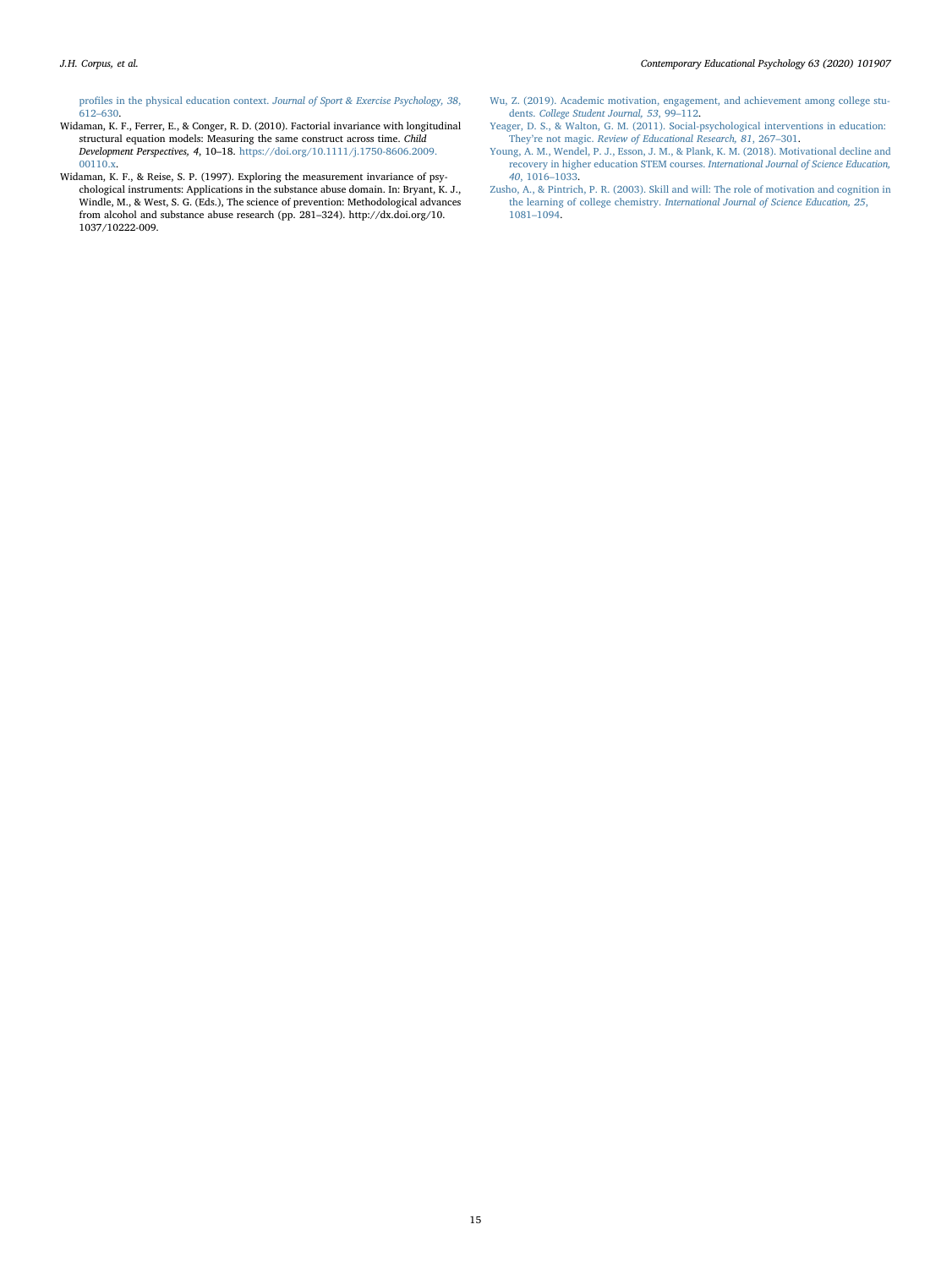profiles in the physical education context. *Journal of Sport & Exercise Psychology, 38*, 612–630.

Widaman, K. F., Ferrer, E., & Conger, R. D. (2010). Factorial invariance with longitudinal structural equation models: Measuring the same construct across time. *Child Development Perspectives, 4*, 10–18. https://doi.org/10.1111/j.1750-8606.2009.00110.x.

Widaman, K. F., & Reise, S. P. (1997). Exploring the measurement invariance of psychological instruments: Applications in the substance abuse domain. In: Bryant, K. J., Windle, M., & West, S. G. (Eds.), The science of prevention: Methodological advances from alcohol and substance abuse research (pp. 281–324). http://dx.doi.org/10.1037/10222-009.

Wu, Z. (2019). Academic motivation, engagement, and achievement among college students. *College Student Journal, 53*, 99–112.

Yeager, D. S., & Walton, G. M. (2011). Social-psychological interventions in education: They're not magic. *Review of Educational Research, 81*, 267–301.

Young, A. M., Wendel, P. J., Esson, J. M., & Plank, K. M. (2018). Motivational decline and recovery in higher education STEM courses. *International Journal of Science Education, 40*, 1016–1033.

Zusho, A., & Pintrich, P. R. (2003). Skill and will: The role of motivation and cognition in the learning of college chemistry. *International Journal of Science Education, 25*, 1081–1094.